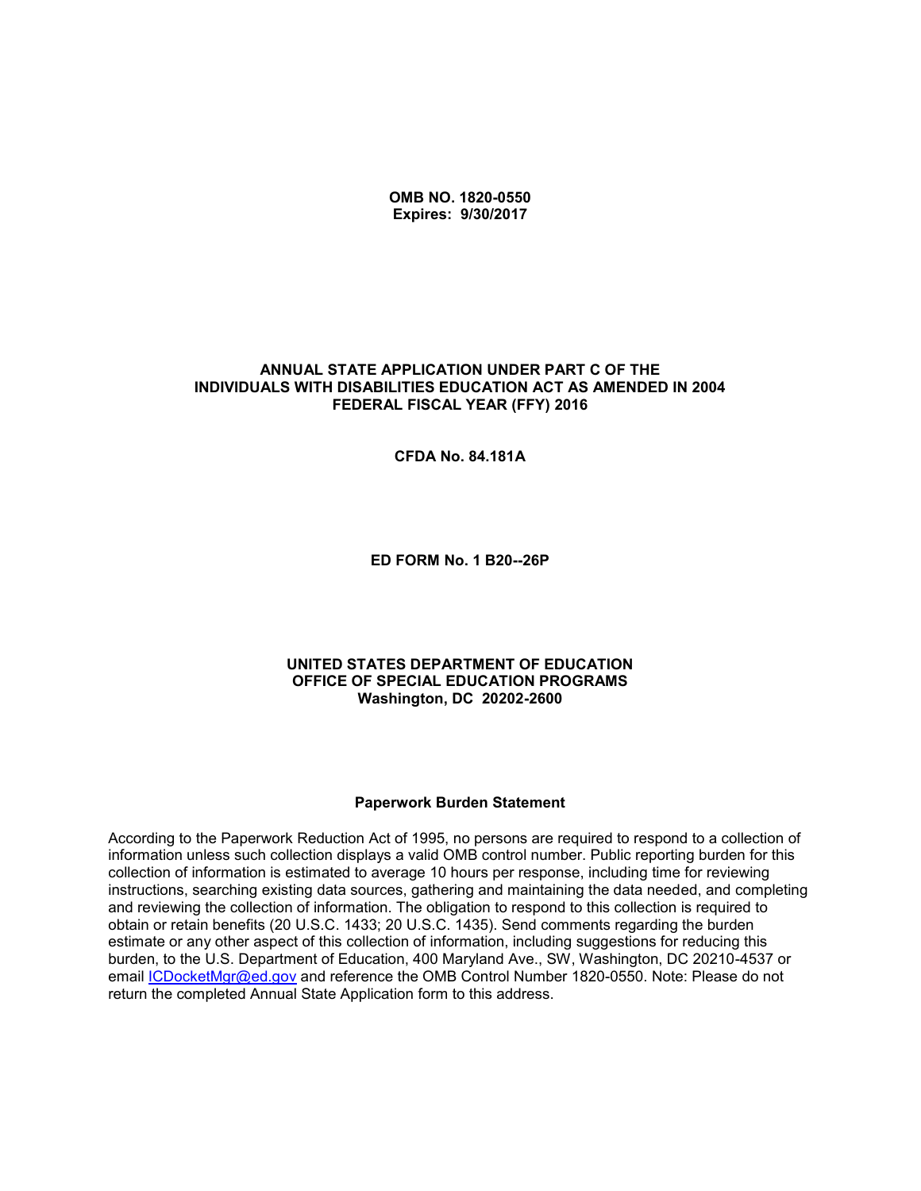**OMB NO. 1820-0550**
**Expires: 9/30/2017**

# ANNUAL STATE APPLICATION UNDER PART C OF THE INDIVIDUALS WITH DISABILITIES EDUCATION ACT AS AMENDED IN 2004 FEDERAL FISCAL YEAR (FFY) 2016

**CFDA No. 84.181A**

**ED FORM No. 1 B20--26P**

**UNITED STATES DEPARTMENT OF EDUCATION**
**OFFICE OF SPECIAL EDUCATION PROGRAMS**
**Washington, DC 20202-2600**

## Paperwork Burden Statement

According to the Paperwork Reduction Act of 1995, no persons are required to respond to a collection of information unless such collection displays a valid OMB control number. Public reporting burden for this collection of information is estimated to average 10 hours per response, including time for reviewing instructions, searching existing data sources, gathering and maintaining the data needed, and completing and reviewing the collection of information. The obligation to respond to this collection is required to obtain or retain benefits (20 U.S.C. 1433; 20 U.S.C. 1435). Send comments regarding the burden estimate or any other aspect of this collection of information, including suggestions for reducing this burden, to the U.S. Department of Education, 400 Maryland Ave., SW, Washington, DC 20210-4537 or email ICDocketMgr@ed.gov and reference the OMB Control Number 1820-0550. Note: Please do not return the completed Annual State Application form to this address.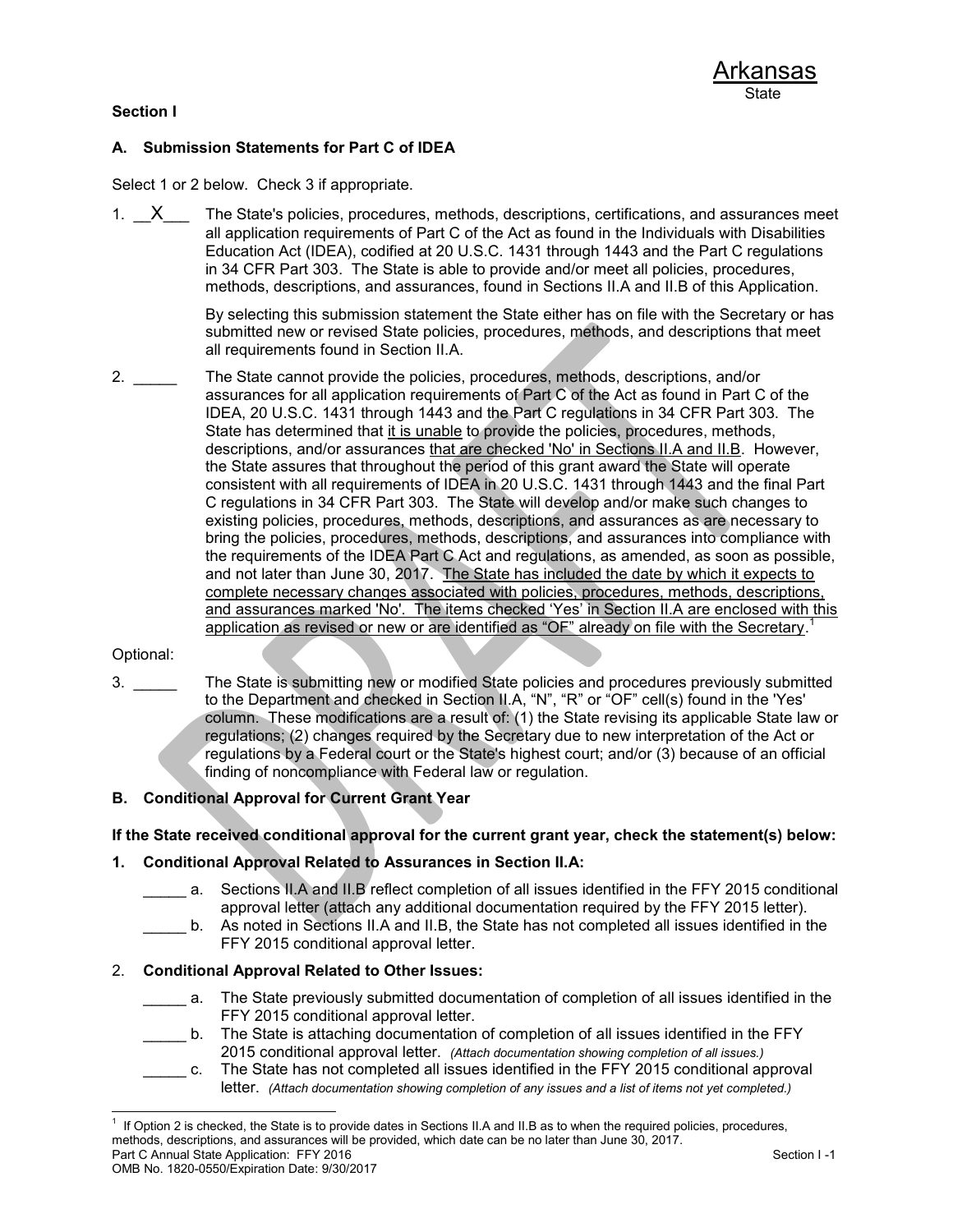Arkansas
State

**Section I**

### A. Submission Statements for Part C of IDEA

Select 1 or 2 below. Check 3 if appropriate.

1. __X___ The State's policies, procedures, methods, descriptions, certifications, and assurances meet all application requirements of Part C of the Act as found in the Individuals with Disabilities Education Act (IDEA), codified at 20 U.S.C. 1431 through 1443 and the Part C regulations in 34 CFR Part 303. The State is able to provide and/or meet all policies, procedures, methods, descriptions, and assurances, found in Sections II.A and II.B of this Application.

   By selecting this submission statement the State either has on file with the Secretary or has submitted new or revised State policies, procedures, methods, and descriptions that meet all requirements found in Section II.A.

2. _____ The State cannot provide the policies, procedures, methods, descriptions, and/or assurances for all application requirements of Part C of the Act as found in Part C of the IDEA, 20 U.S.C. 1431 through 1443 and the Part C regulations in 34 CFR Part 303. The State has determined that <u>it is unable</u> to provide the policies, procedures, methods, descriptions, and/or assurances <u>that are checked 'No' in Sections II.A and II.B</u>. However, the State assures that throughout the period of this grant award the State will operate consistent with all requirements of IDEA in 20 U.S.C. 1431 through 1443 and the final Part C regulations in 34 CFR Part 303. The State will develop and/or make such changes to existing policies, procedures, methods, descriptions, and assurances as are necessary to bring the policies, procedures, methods, descriptions, and assurances into compliance with the requirements of the IDEA Part C Act and regulations, as amended, as soon as possible, and not later than June 30, 2017. <u>The State has included the date by which it expects to complete necessary changes associated with policies, procedures, methods, descriptions, and assurances marked 'No'. The items checked 'Yes' in Section II.A are enclosed with this application as revised or new or are identified as "OF" already on file with the Secretary</u>.[1]

Optional:

3. _____ The State is submitting new or modified State policies and procedures previously submitted to the Department and checked in Section II.A, "N", "R" or "OF" cell(s) found in the 'Yes' column. These modifications are a result of: (1) the State revising its applicable State law or regulations; (2) changes required by the Secretary due to new interpretation of the Act or regulations by a Federal court or the State's highest court; and/or (3) because of an official finding of noncompliance with Federal law or regulation.

### B. Conditional Approval for Current Grant Year

**If the State received conditional approval for the current grant year, check the statement(s) below:**

**1. Conditional Approval Related to Assurances in Section II.A:**

_____ a. Sections II.A and II.B reflect completion of all issues identified in the FFY 2015 conditional approval letter (attach any additional documentation required by the FFY 2015 letter).

_____ b. As noted in Sections II.A and II.B, the State has not completed all issues identified in the FFY 2015 conditional approval letter.

2. **Conditional Approval Related to Other Issues:**

_____ a. The State previously submitted documentation of completion of all issues identified in the FFY 2015 conditional approval letter.

_____ b. The State is attaching documentation of completion of all issues identified in the FFY 2015 conditional approval letter. *(Attach documentation showing completion of all issues.)*

_____ c. The State has not completed all issues identified in the FFY 2015 conditional approval letter. *(Attach documentation showing completion of any issues and a list of items not yet completed.)*

[1] If Option 2 is checked, the State is to provide dates in Sections II.A and II.B as to when the required policies, procedures, methods, descriptions, and assurances will be provided, which date can be no later than June 30, 2017.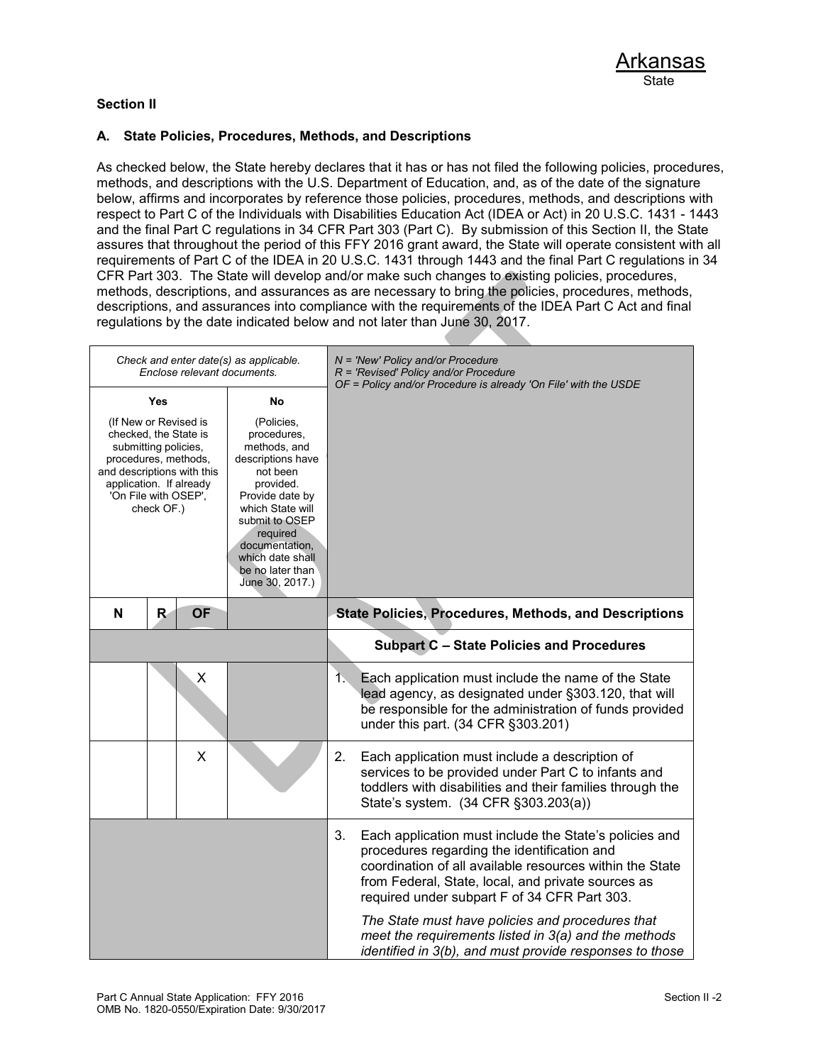Arkansas
State

**Section II**

**A. State Policies, Procedures, Methods, and Descriptions**

As checked below, the State hereby declares that it has or has not filed the following policies, procedures, methods, and descriptions with the U.S. Department of Education, and, as of the date of the signature below, affirms and incorporates by reference those policies, procedures, methods, and descriptions with respect to Part C of the Individuals with Disabilities Education Act (IDEA or Act) in 20 U.S.C. 1431 - 1443 and the final Part C regulations in 34 CFR Part 303 (Part C). By submission of this Section II, the State assures that throughout the period of this FFY 2016 grant award, the State will operate consistent with all requirements of Part C of the IDEA in 20 U.S.C. 1431 through 1443 and the final Part C regulations in 34 CFR Part 303. The State will develop and/or make such changes to existing policies, procedures, methods, descriptions, and assurances as are necessary to bring the policies, procedures, methods, descriptions, and assurances into compliance with the requirements of the IDEA Part C Act and final regulations by the date indicated below and not later than June 30, 2017.

| *Check and enter date(s) as applicable. Enclose relevant documents.* | | | | *N = 'New' Policy and/or Procedure* *R = 'Revised' Policy and/or Procedure* *OF = Policy and/or Procedure is already 'On File' with the USDE* |
|---|---|---|---|---|
| **Yes** (If New or Revised is checked, the State is submitting policies, procedures, methods, and descriptions with this application. If already 'On File with OSEP', check OF.) | | | **No** (Policies, procedures, methods, and descriptions have not been provided. Provide date by which State will submit to OSEP required documentation, which date shall be no later than June 30, 2017.) | |
| **N** | **R** | **OF** | | **State Policies, Procedures, Methods, and Descriptions** |
| | | | | **Subpart C – State Policies and Procedures** |
| | | X | | 1. Each application must include the name of the State lead agency, as designated under §303.120, that will be responsible for the administration of funds provided under this part. (34 CFR §303.201) |
| | | X | | 2. Each application must include a description of services to be provided under Part C to infants and toddlers with disabilities and their families through the State's system. (34 CFR §303.203(a)) |
| | | | | 3. Each application must include the State's policies and procedures regarding the identification and coordination of all available resources within the State from Federal, State, local, and private sources as required under subpart F of 34 CFR Part 303. *The State must have policies and procedures that meet the requirements listed in 3(a) and the methods identified in 3(b), and must provide responses to those* |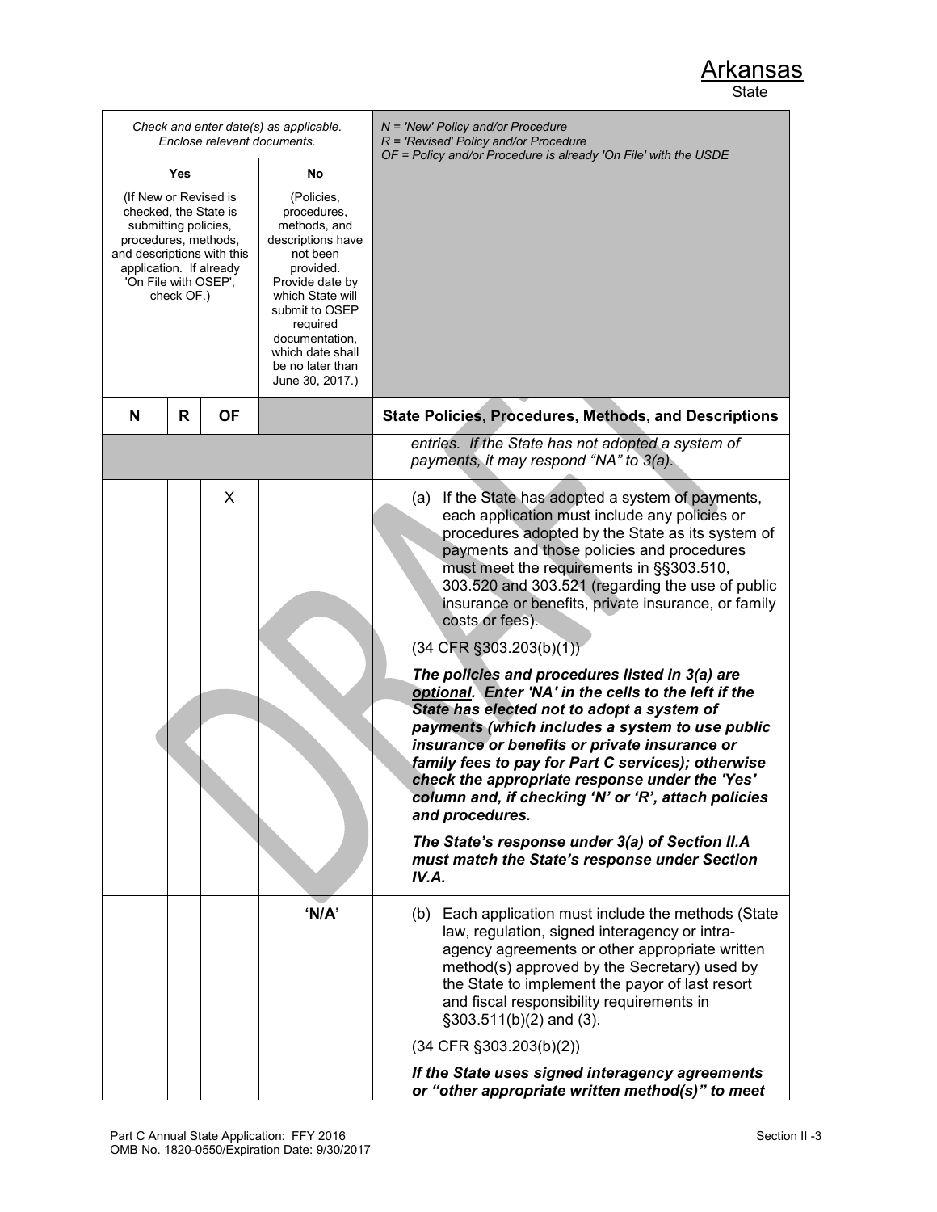# Arkansas

State

| Check and enter date(s) as applicable. Enclose relevant documents. | | | | *N = 'New' Policy and/or Procedure* *R = 'Revised' Policy and/or Procedure* *OF = Policy and/or Procedure is already 'On File' with the USDE* |
|---|---|---|---|---|
| **Yes** (If New or Revised is checked, the State is submitting policies, procedures, methods, and descriptions with this application. If already 'On File with OSEP', check OF.) | | | **No** (Policies, procedures, methods, and descriptions have not been provided. Provide date by which State will submit to OSEP required documentation, which date shall be no later than June 30, 2017.) | |
| **N** | **R** | **OF** | | **State Policies, Procedures, Methods, and Descriptions** |
| | | | | *entries. If the State has not adopted a system of payments, it may respond "NA" to 3(a).* |
| | | X | | (a) If the State has adopted a system of payments, each application must include any policies or procedures adopted by the State as its system of payments and those policies and procedures must meet the requirements in §§303.510, 303.520 and 303.521 (regarding the use of public insurance or benefits, private insurance, or family costs or fees).<br><br>(34 CFR §303.203(b)(1))<br><br>***The policies and procedures listed in 3(a) are <u>optional</u>. Enter 'NA' in the cells to the left if the State has elected not to adopt a system of payments (which includes a system to use public insurance or benefits or private insurance or family fees to pay for Part C services); otherwise check the appropriate response under the 'Yes' column and, if checking 'N' or 'R', attach policies and procedures.***<br><br>***The State's response under 3(a) of Section II.A must match the State's response under Section IV.A.*** |
| | | | 'N/A' | (b) Each application must include the methods (State law, regulation, signed interagency or intra-agency agreements or other appropriate written method(s) approved by the Secretary) used by the State to implement the payor of last resort and fiscal responsibility requirements in §303.511(b)(2) and (3).<br><br>(34 CFR §303.203(b)(2))<br><br>***If the State uses signed interagency agreements or "other appropriate written method(s)" to meet*** |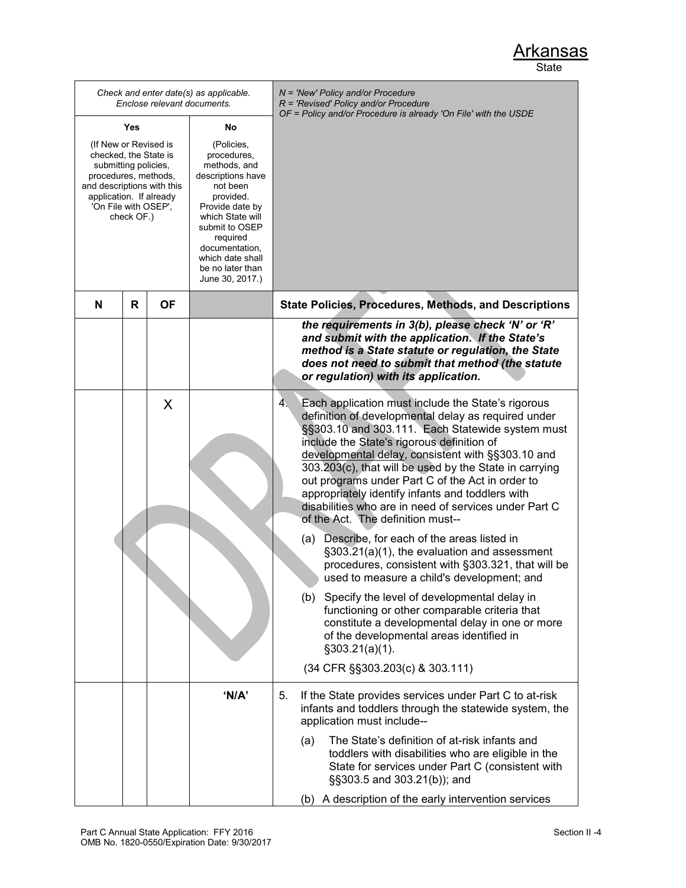Arkansas
State

| Check and enter date(s) as applicable. Enclose relevant documents. | | | | N = 'New' Policy and/or Procedure<br>R = 'Revised' Policy and/or Procedure<br>OF = Policy and/or Procedure is already 'On File' with the USDE |
|---|---|---|---|---|
| **Yes**<br>(If New or Revised is checked, the State is submitting policies, procedures, methods, and descriptions with this application. If already 'On File with OSEP', check OF.) | | | **No**<br>(Policies, procedures, methods, and descriptions have not been provided. Provide date by which State will submit to OSEP required documentation, which date shall be no later than June 30, 2017.) | |
| **N** | **R** | **OF** | | **State Policies, Procedures, Methods, and Descriptions** |
| | | | | ***the requirements in 3(b), please check 'N' or 'R' and submit with the application. If the State's method is a State statute or regulation, the State does not need to submit that method (the statute or regulation) with its application.*** |
| | | X | | 4. Each application must include the State's rigorous definition of developmental delay as required under §§303.10 and 303.111. Each Statewide system must include the State's rigorous definition of <u>developmental delay</u>, consistent with §§303.10 and 303.203(c), that will be used by the State in carrying out programs under Part C of the Act in order to appropriately identify infants and toddlers with disabilities who are in need of services under Part C of the Act. The definition must--<br>(a) Describe, for each of the areas listed in §303.21(a)(1), the evaluation and assessment procedures, consistent with §303.321, that will be used to measure a child's development; and<br>(b) Specify the level of developmental delay in functioning or other comparable criteria that constitute a developmental delay in one or more of the developmental areas identified in §303.21(a)(1).<br>(34 CFR §§303.203(c) & 303.111) |
| | | | **'N/A'** | 5. If the State provides services under Part C to at-risk infants and toddlers through the statewide system, the application must include--<br>(a) The State's definition of at-risk infants and toddlers with disabilities who are eligible in the State for services under Part C (consistent with §§303.5 and 303.21(b)); and<br>(b) A description of the early intervention services |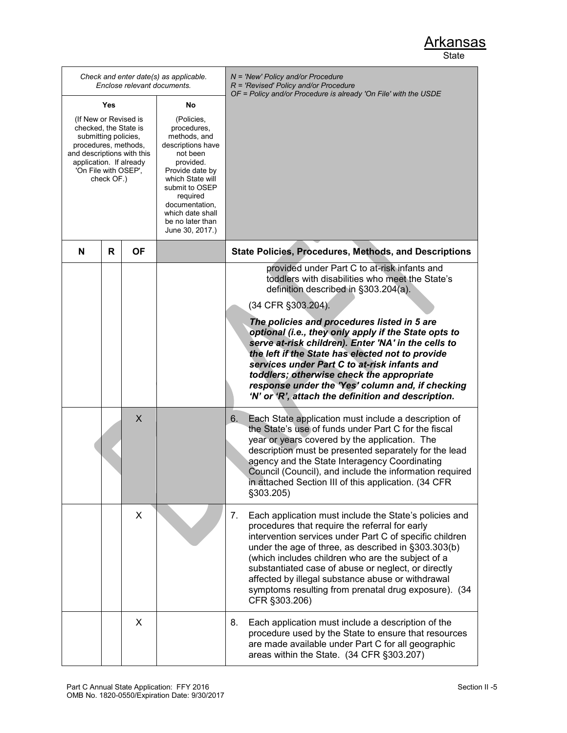Arkansas
State

| Check and enter date(s) as applicable. Enclose relevant documents. | | | | N = 'New' Policy and/or Procedure<br>R = 'Revised' Policy and/or Procedure<br>OF = Policy and/or Procedure is already 'On File' with the USDE |
|---|---|---|---|---|
| Yes<br>(If New or Revised is checked, the State is submitting policies, procedures, methods, and descriptions with this application. If already 'On File with OSEP', check OF.) | | | No<br>(Policies, procedures, methods, and descriptions have not been provided. Provide date by which State will submit to OSEP required documentation, which date shall be no later than June 30, 2017.) | |
| **N** | **R** | **OF** | | **State Policies, Procedures, Methods, and Descriptions** |
| | | | | provided under Part C to at-risk infants and toddlers with disabilities who meet the State's definition described in §303.204(a).<br>(34 CFR §303.204).<br>***The policies and procedures listed in 5 are optional (i.e., they only apply if the State opts to serve at-risk children). Enter 'NA' in the cells to the left if the State has elected not to provide services under Part C to at-risk infants and toddlers; otherwise check the appropriate response under the 'Yes' column and, if checking 'N' or 'R', attach the definition and description.*** |
| | | X | | 6. Each State application must include a description of the State's use of funds under Part C for the fiscal year or years covered by the application. The description must be presented separately for the lead agency and the State Interagency Coordinating Council (Council), and include the information required in attached Section III of this application. (34 CFR §303.205) |
| | | X | | 7. Each application must include the State's policies and procedures that require the referral for early intervention services under Part C of specific children under the age of three, as described in §303.303(b) (which includes children who are the subject of a substantiated case of abuse or neglect, or directly affected by illegal substance abuse or withdrawal symptoms resulting from prenatal drug exposure). (34 CFR §303.206) |
| | | X | | 8. Each application must include a description of the procedure used by the State to ensure that resources are made available under Part C for all geographic areas within the State. (34 CFR §303.207) |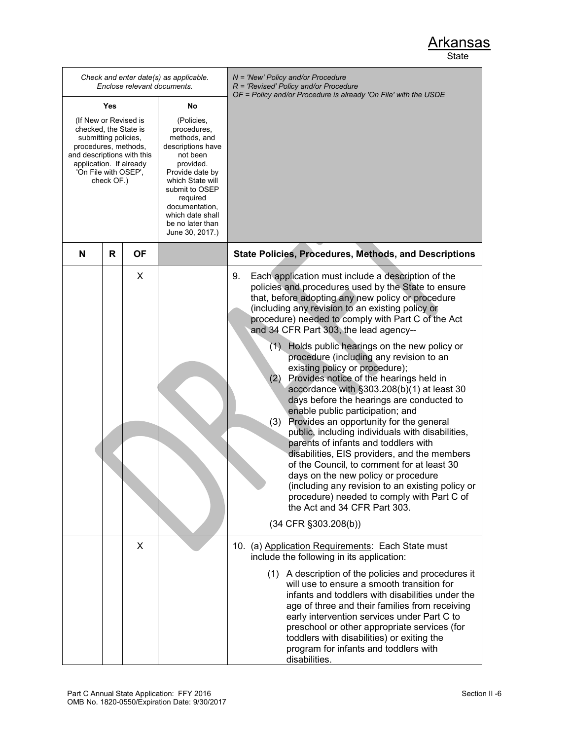Arkansas
State

| Check and enter date(s) as applicable. Enclose relevant documents. | | | | N = 'New' Policy and/or Procedure<br>R = 'Revised' Policy and/or Procedure<br>OF = Policy and/or Procedure is already 'On File' with the USDE |
|---|---|---|---|---|
| Yes<br>(If New or Revised is checked, the State is submitting policies, procedures, methods, and descriptions with this application. If already 'On File with OSEP', check OF.) | | | No<br>(Policies, procedures, methods, and descriptions have not been provided. Provide date by which State will submit to OSEP required documentation, which date shall be no later than June 30, 2017.) | |
| **N** | **R** | **OF** | | **State Policies, Procedures, Methods, and Descriptions** |
| | | X | | 9. Each application must include a description of the policies and procedures used by the State to ensure that, before adopting any new policy or procedure (including any revision to an existing policy or procedure) needed to comply with Part C of the Act and 34 CFR Part 303, the lead agency--<br>(1) Holds public hearings on the new policy or procedure (including any revision to an existing policy or procedure);<br>(2) Provides notice of the hearings held in accordance with §303.208(b)(1) at least 30 days before the hearings are conducted to enable public participation; and<br>(3) Provides an opportunity for the general public, including individuals with disabilities, parents of infants and toddlers with disabilities, EIS providers, and the members of the Council, to comment for at least 30 days on the new policy or procedure (including any revision to an existing policy or procedure) needed to comply with Part C of the Act and 34 CFR Part 303.<br>(34 CFR §303.208(b)) |
| | | X | | 10. (a) Application Requirements: Each State must include the following in its application:<br>(1) A description of the policies and procedures it will use to ensure a smooth transition for infants and toddlers with disabilities under the age of three and their families from receiving early intervention services under Part C to preschool or other appropriate services (for toddlers with disabilities) or exiting the program for infants and toddlers with disabilities. |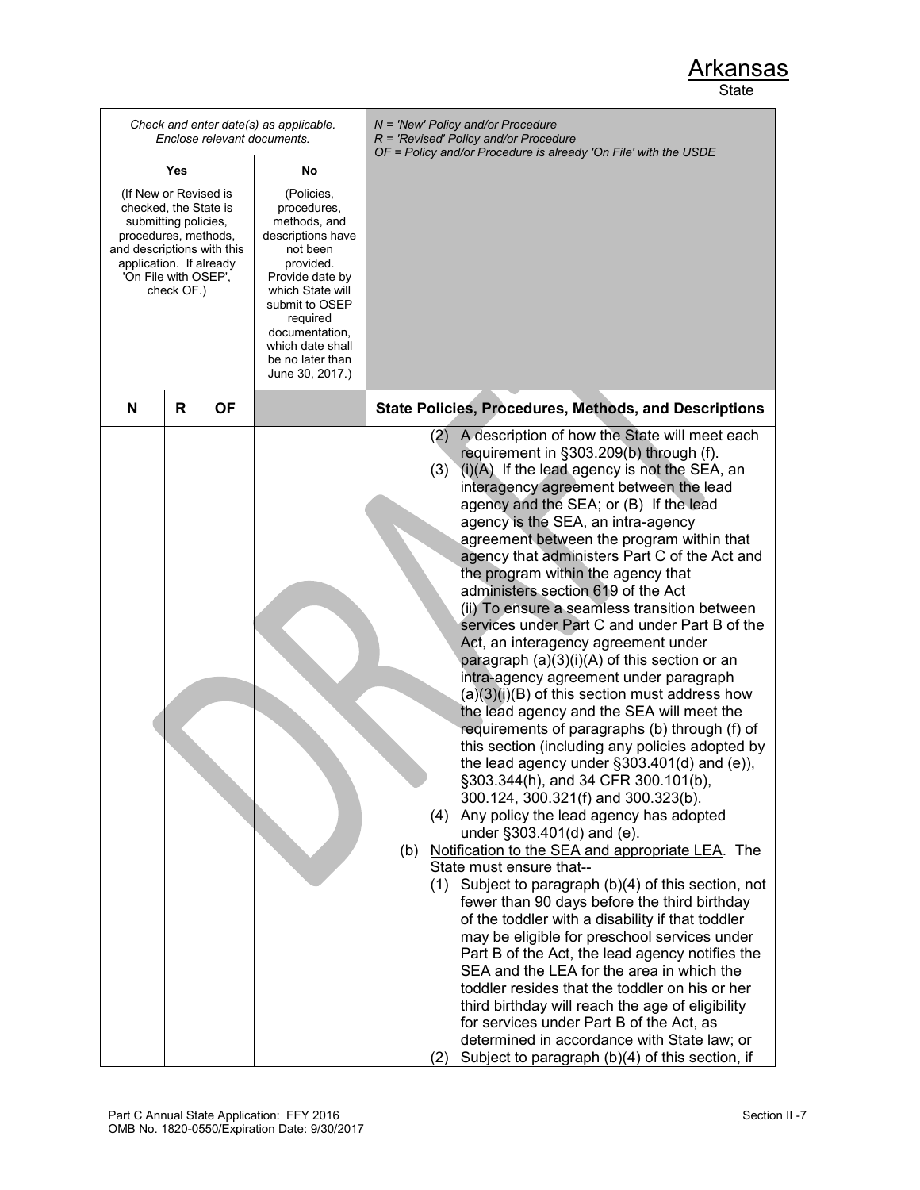Arkansas
State

| *Check and enter date(s) as applicable. Enclose relevant documents.* | | | | *N = 'New' Policy and/or Procedure*<br>*R = 'Revised' Policy and/or Procedure*<br>*OF = Policy and/or Procedure is already 'On File' with the USDE* |
|---|---|---|---|---|
| **Yes**<br>(If New or Revised is checked, the State is submitting policies, procedures, methods, and descriptions with this application. If already 'On File with OSEP', check OF.) | | | **No**<br>(Policies, procedures, methods, and descriptions have not been provided. Provide date by which State will submit to OSEP required documentation, which date shall be no later than June 30, 2017.) | |
| **N** | **R** | **OF** | | **State Policies, Procedures, Methods, and Descriptions** |
| | | | | (2) A description of how the State will meet each requirement in §303.209(b) through (f).<br>(3) (i)(A) If the lead agency is not the SEA, an interagency agreement between the lead agency and the SEA; or (B) If the lead agency is the SEA, an intra-agency agreement between the program within that agency that administers Part C of the Act and the program within the agency that administers section 619 of the Act<br>(ii) To ensure a seamless transition between services under Part C and under Part B of the Act, an interagency agreement under paragraph (a)(3)(i)(A) of this section or an intra-agency agreement under paragraph (a)(3)(i)(B) of this section must address how the lead agency and the SEA will meet the requirements of paragraphs (b) through (f) of this section (including any policies adopted by the lead agency under §303.401(d) and (e)), §303.344(h), and 34 CFR 300.101(b), 300.124, 300.321(f) and 300.323(b).<br>(4) Any policy the lead agency has adopted under §303.401(d) and (e).<br>(b) <u>Notification to the SEA and appropriate LEA</u>. The State must ensure that--<br>(1) Subject to paragraph (b)(4) of this section, not fewer than 90 days before the third birthday of the toddler with a disability if that toddler may be eligible for preschool services under Part B of the Act, the lead agency notifies the SEA and the LEA for the area in which the toddler resides that the toddler on his or her third birthday will reach the age of eligibility for services under Part B of the Act, as determined in accordance with State law; or<br>(2) Subject to paragraph (b)(4) of this section, if |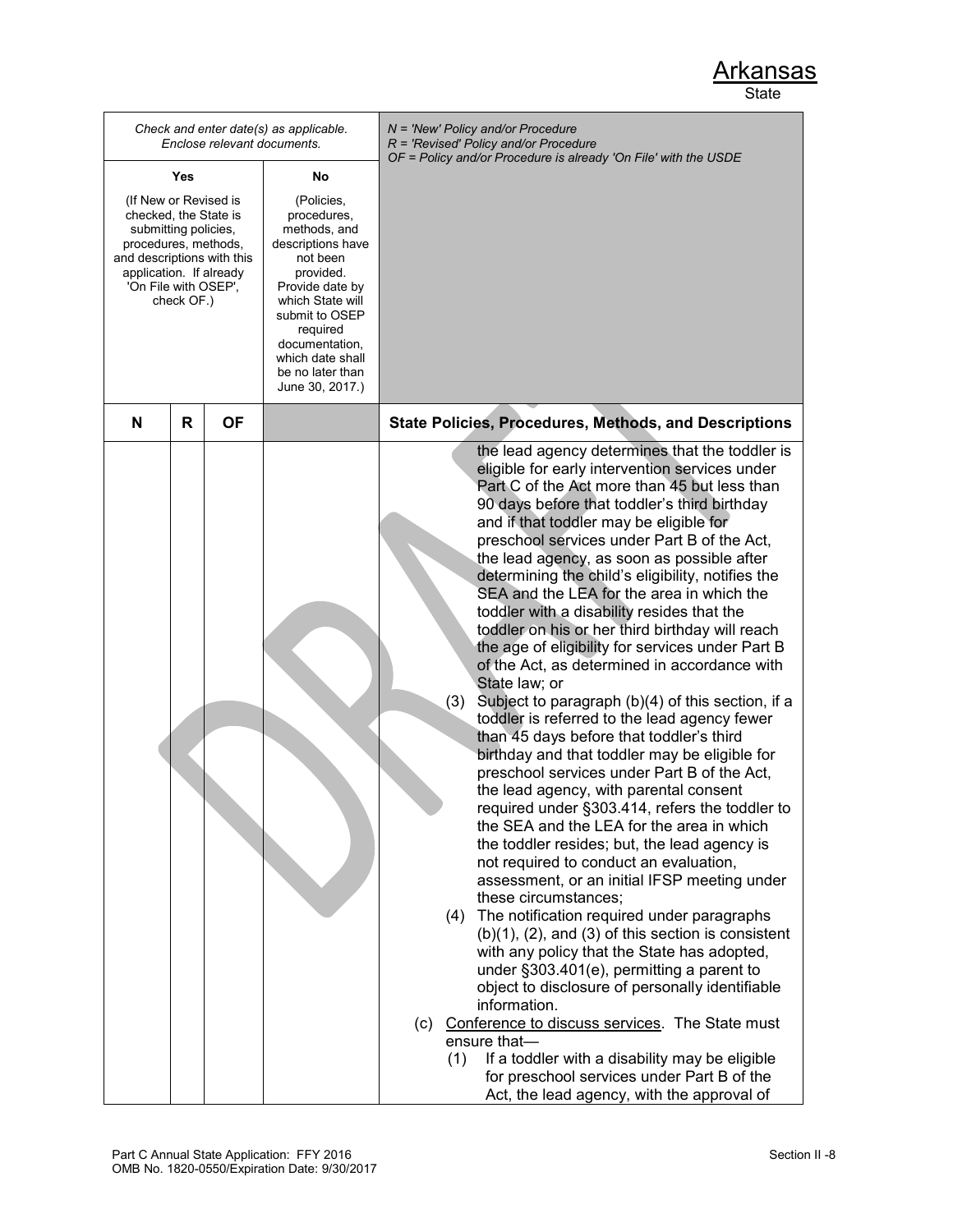Arkansas
State

| Check and enter date(s) as applicable. Enclose relevant documents. | | | | N = 'New' Policy and/or Procedure<br>R = 'Revised' Policy and/or Procedure<br>OF = Policy and/or Procedure is already 'On File' with the USDE |
|---|---|---|---|---|
| Yes<br>(If New or Revised is checked, the State is submitting policies, procedures, methods, and descriptions with this application. If already 'On File with OSEP', check OF.) | | | No<br>(Policies, procedures, methods, and descriptions have not been provided. Provide date by which State will submit to OSEP required documentation, which date shall be no later than June 30, 2017.) | |
| **N** | **R** | **OF** | | **State Policies, Procedures, Methods, and Descriptions** |
| | | | | the lead agency determines that the toddler is eligible for early intervention services under Part C of the Act more than 45 but less than 90 days before that toddler's third birthday and if that toddler may be eligible for preschool services under Part B of the Act, the lead agency, as soon as possible after determining the child's eligibility, notifies the SEA and the LEA for the area in which the toddler with a disability resides that the toddler on his or her third birthday will reach the age of eligibility for services under Part B of the Act, as determined in accordance with State law; or<br>(3) Subject to paragraph (b)(4) of this section, if a toddler is referred to the lead agency fewer than 45 days before that toddler's third birthday and that toddler may be eligible for preschool services under Part B of the Act, the lead agency, with parental consent required under §303.414, refers the toddler to the SEA and the LEA for the area in which the toddler resides; but, the lead agency is not required to conduct an evaluation, assessment, or an initial IFSP meeting under these circumstances;<br>(4) The notification required under paragraphs (b)(1), (2), and (3) of this section is consistent with any policy that the State has adopted, under §303.401(e), permitting a parent to object to disclosure of personally identifiable information.<br>(c) Conference to discuss services. The State must ensure that—<br>(1) If a toddler with a disability may be eligible for preschool services under Part B of the Act, the lead agency, with the approval of |

Part C Annual State Application: FFY 2016
OMB No. 1820-0550/Expiration Date: 9/30/2017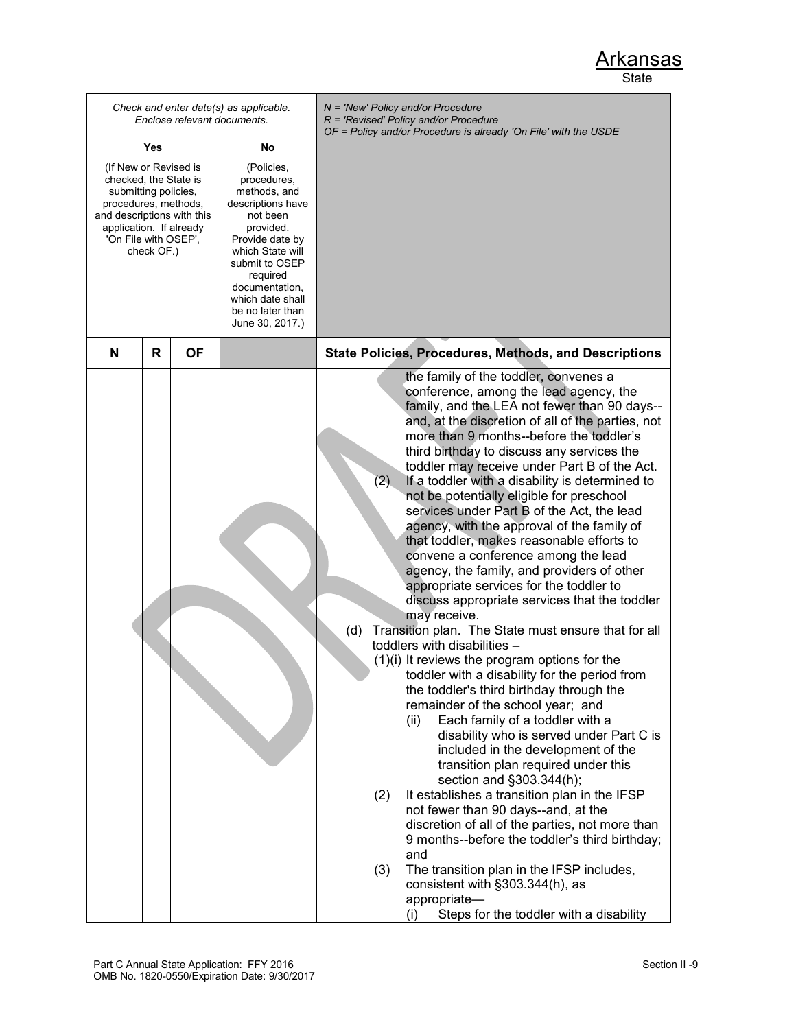# Arkansas
State

| Check and enter date(s) as applicable. Enclose relevant documents. | | | | N = 'New' Policy and/or Procedure<br>R = 'Revised' Policy and/or Procedure<br>OF = Policy and/or Procedure is already 'On File' with the USDE |
|---|---|---|---|---|
| Yes<br><br>(If New or Revised is checked, the State is submitting policies, procedures, methods, and descriptions with this application. If already 'On File with OSEP', check OF.) | | | No<br><br>(Policies, procedures, methods, and descriptions have not been provided. Provide date by which State will submit to OSEP required documentation, which date shall be no later than June 30, 2017.) | |
| **N** | **R** | **OF** | | **State Policies, Procedures, Methods, and Descriptions** |
| | | | | the family of the toddler, convenes a conference, among the lead agency, the family, and the LEA not fewer than 90 days--and, at the discretion of all of the parties, not more than 9 months--before the toddler's third birthday to discuss any services the toddler may receive under Part B of the Act.<br>(2) If a toddler with a disability is determined to not be potentially eligible for preschool services under Part B of the Act, the lead agency, with the approval of the family of that toddler, makes reasonable efforts to convene a conference among the lead agency, the family, and providers of other appropriate services for the toddler to discuss appropriate services that the toddler may receive.<br>(d) Transition plan. The State must ensure that for all toddlers with disabilities –<br>(1)(i) It reviews the program options for the toddler with a disability for the period from the toddler's third birthday through the remainder of the school year; and<br>(ii) Each family of a toddler with a disability who is served under Part C is included in the development of the transition plan required under this section and §303.344(h);<br>(2) It establishes a transition plan in the IFSP not fewer than 90 days--and, at the discretion of all of the parties, not more than 9 months--before the toddler's third birthday; and<br>(3) The transition plan in the IFSP includes, consistent with §303.344(h), as appropriate—<br>(i) Steps for the toddler with a disability |

Part C Annual State Application: FFY 2016
OMB No. 1820-0550/Expiration Date: 9/30/2017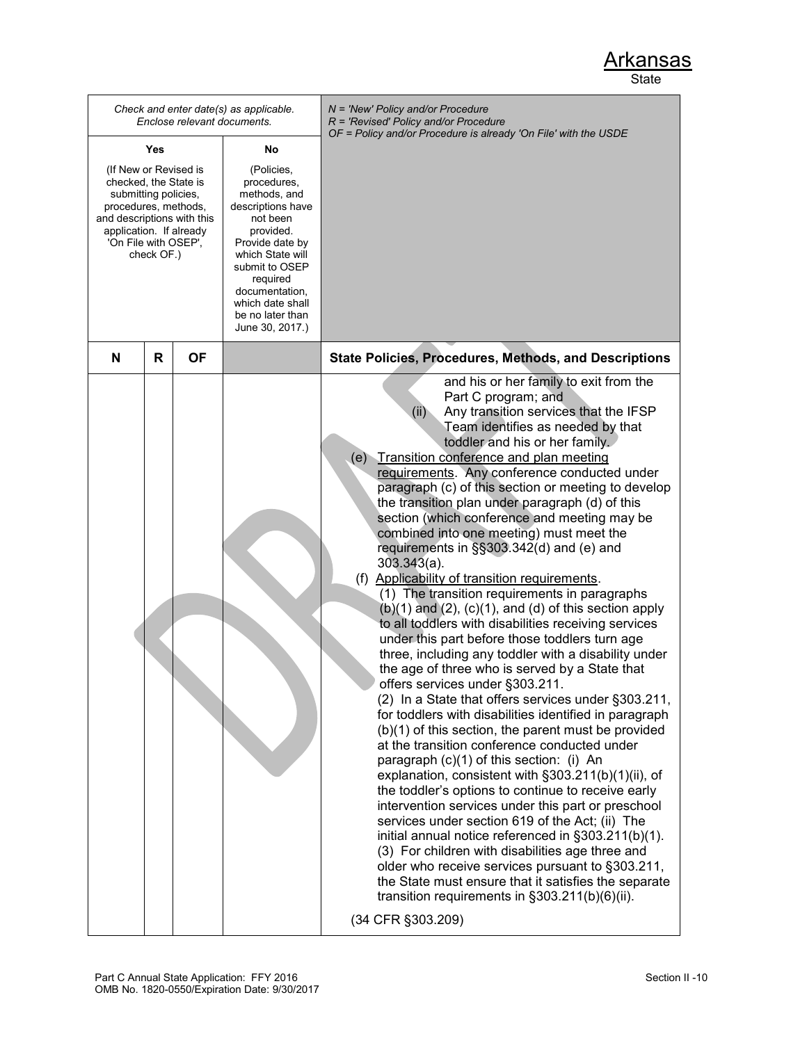Arkansas
State

| Check and enter date(s) as applicable. Enclose relevant documents. | | | | N = 'New' Policy and/or Procedure<br>R = 'Revised' Policy and/or Procedure<br>OF = Policy and/or Procedure is already 'On File' with the USDE |
|---|---|---|---|---|
| Yes<br><br>(If New or Revised is checked, the State is submitting policies, procedures, methods, and descriptions with this application. If already 'On File with OSEP', check OF.) | | | No<br><br>(Policies, procedures, methods, and descriptions have not been provided. Provide date by which State will submit to OSEP required documentation, which date shall be no later than June 30, 2017.) | |
| **N** | **R** | **OF** | | **State Policies, Procedures, Methods, and Descriptions** |
| | | | | and his or her family to exit from the Part C program; and<br>(ii) Any transition services that the IFSP Team identifies as needed by that toddler and his or her family.<br>(e) <u>Transition conference and plan meeting requirements</u>. Any conference conducted under paragraph (c) of this section or meeting to develop the transition plan under paragraph (d) of this section (which conference and meeting may be combined into one meeting) must meet the requirements in §§303.342(d) and (e) and 303.343(a).<br>(f) <u>Applicability of transition requirements</u>.<br>(1) The transition requirements in paragraphs (b)(1) and (2), (c)(1), and (d) of this section apply to all toddlers with disabilities receiving services under this part before those toddlers turn age three, including any toddler with a disability under the age of three who is served by a State that offers services under §303.211.<br>(2) In a State that offers services under §303.211, for toddlers with disabilities identified in paragraph (b)(1) of this section, the parent must be provided at the transition conference conducted under paragraph (c)(1) of this section: (i) An explanation, consistent with §303.211(b)(1)(ii), of the toddler's options to continue to receive early intervention services under this part or preschool services under section 619 of the Act; (ii) The initial annual notice referenced in §303.211(b)(1).<br>(3) For children with disabilities age three and older who receive services pursuant to §303.211, the State must ensure that it satisfies the separate transition requirements in §303.211(b)(6)(ii).<br><br>(34 CFR §303.209) |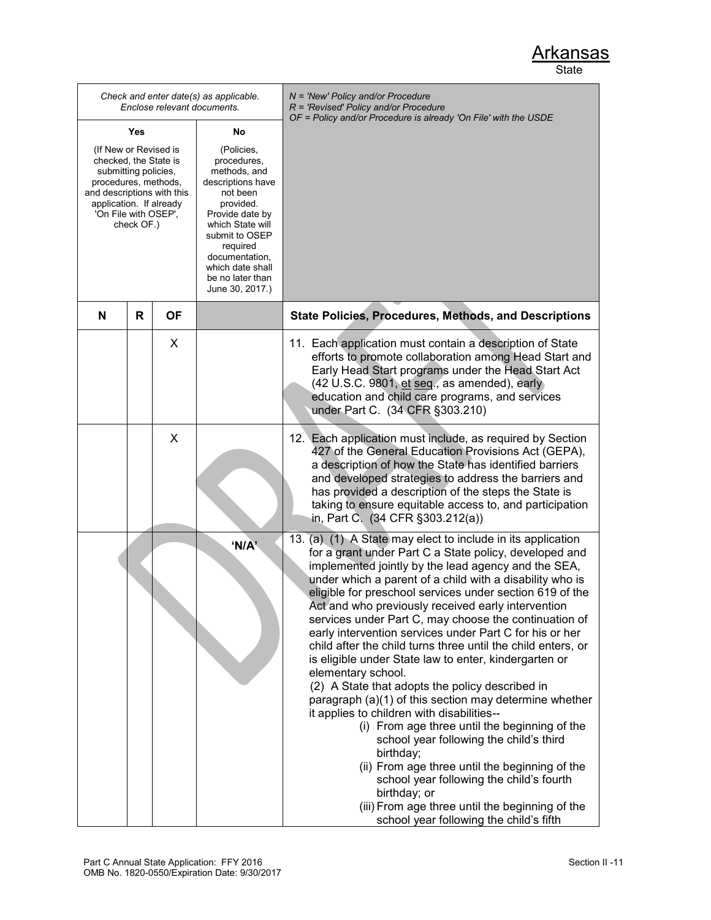Arkansas

State

| Check and enter date(s) as applicable. Enclose relevant documents. | | | | *N = 'New' Policy and/or Procedure*<br>*R = 'Revised' Policy and/or Procedure*<br>*OF = Policy and/or Procedure is already 'On File' with the USDE* |
|---|---|---|---|---|
| **Yes**<br>(If New or Revised is checked, the State is submitting policies, procedures, methods, and descriptions with this application. If already 'On File with OSEP', check OF.) | | | **No**<br>(Policies, procedures, methods, and descriptions have not been provided. Provide date by which State will submit to OSEP required documentation, which date shall be no later than June 30, 2017.) | |
| **N** | **R** | **OF** | | **State Policies, Procedures, Methods, and Descriptions** |
| | | X | | 11. Each application must contain a description of State efforts to promote collaboration among Head Start and Early Head Start programs under the Head Start Act (42 U.S.C. 9801, et seq., as amended), early education and child care programs, and services under Part C. (34 CFR §303.210) |
| | | X | | 12. Each application must include, as required by Section 427 of the General Education Provisions Act (GEPA), a description of how the State has identified barriers and developed strategies to address the barriers and has provided a description of the steps the State is taking to ensure equitable access to, and participation in, Part C. (34 CFR §303.212(a)) |
| | | | **'N/A'** | 13. (a) (1) A State may elect to include in its application for a grant under Part C a State policy, developed and implemented jointly by the lead agency and the SEA, under which a parent of a child with a disability who is eligible for preschool services under section 619 of the Act and who previously received early intervention services under Part C, may choose the continuation of early intervention services under Part C for his or her child after the child turns three until the child enters, or is eligible under State law to enter, kindergarten or elementary school.<br>(2) A State that adopts the policy described in paragraph (a)(1) of this section may determine whether it applies to children with disabilities--<br>(i) From age three until the beginning of the school year following the child's third birthday;<br>(ii) From age three until the beginning of the school year following the child's fourth birthday; or<br>(iii) From age three until the beginning of the school year following the child's fifth |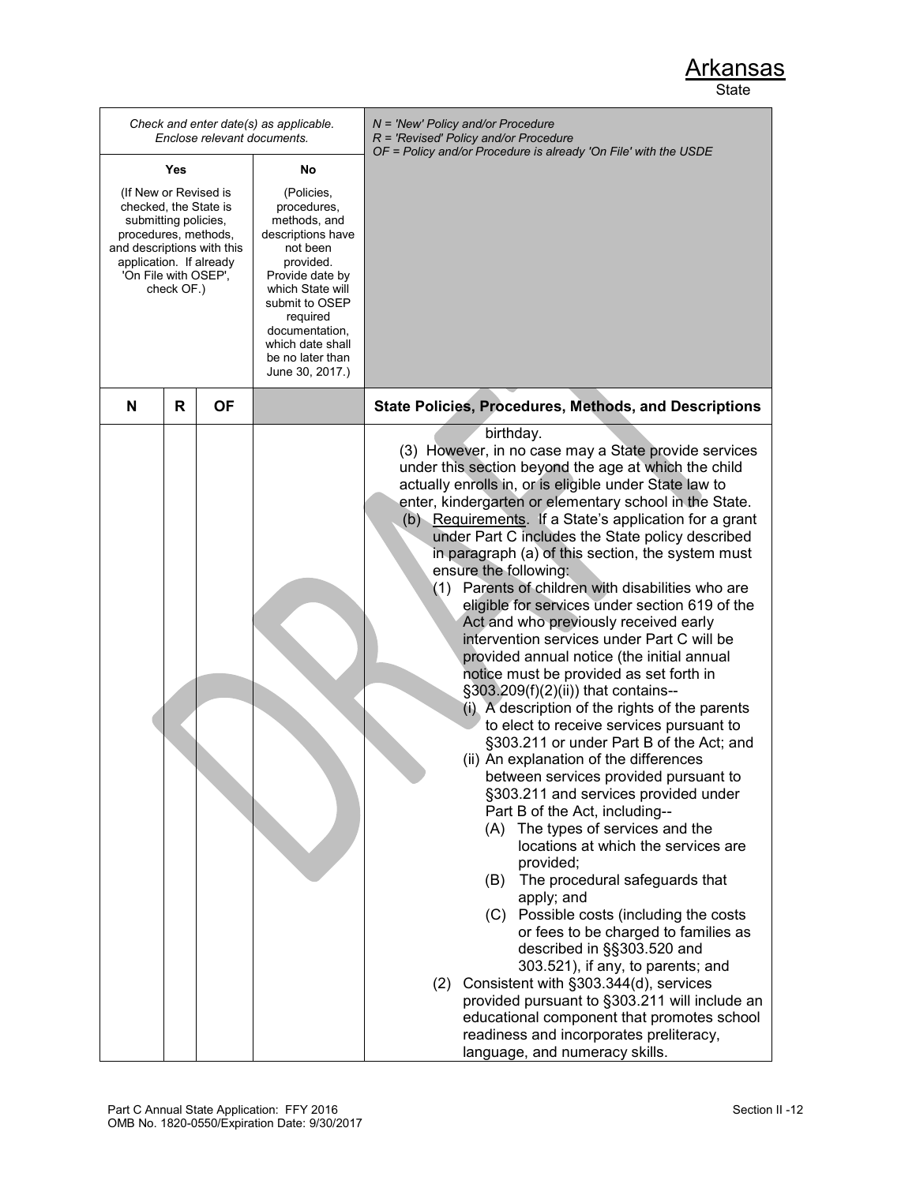Arkansas
State

| Check and enter date(s) as applicable. Enclose relevant documents. | | | | N = 'New' Policy and/or Procedure<br>R = 'Revised' Policy and/or Procedure<br>OF = Policy and/or Procedure is already 'On File' with the USDE |
|---|---|---|---|---|
| Yes<br>(If New or Revised is checked, the State is submitting policies, procedures, methods, and descriptions with this application. If already 'On File with OSEP', check OF.) | | | No<br>(Policies, procedures, methods, and descriptions have not been provided. Provide date by which State will submit to OSEP required documentation, which date shall be no later than June 30, 2017.) | |
| **N** | **R** | **OF** | | **State Policies, Procedures, Methods, and Descriptions** |
| | | | | birthday.<br>(3) However, in no case may a State provide services under this section beyond the age at which the child actually enrolls in, or is eligible under State law to enter, kindergarten or elementary school in the State.<br>(b) Requirements. If a State's application for a grant under Part C includes the State policy described in paragraph (a) of this section, the system must ensure the following:<br>(1) Parents of children with disabilities who are eligible for services under section 619 of the Act and who previously received early intervention services under Part C will be provided annual notice (the initial annual notice must be provided as set forth in §303.209(f)(2)(ii)) that contains--<br>(i) A description of the rights of the parents to elect to receive services pursuant to §303.211 or under Part B of the Act; and<br>(ii) An explanation of the differences between services provided pursuant to §303.211 and services provided under Part B of the Act, including--<br>(A) The types of services and the locations at which the services are provided;<br>(B) The procedural safeguards that apply; and<br>(C) Possible costs (including the costs or fees to be charged to families as described in §§303.520 and 303.521), if any, to parents; and<br>(2) Consistent with §303.344(d), services provided pursuant to §303.211 will include an educational component that promotes school readiness and incorporates preliteracy, language, and numeracy skills. |

Part C Annual State Application: FFY 2016
OMB No. 1820-0550/Expiration Date: 9/30/2017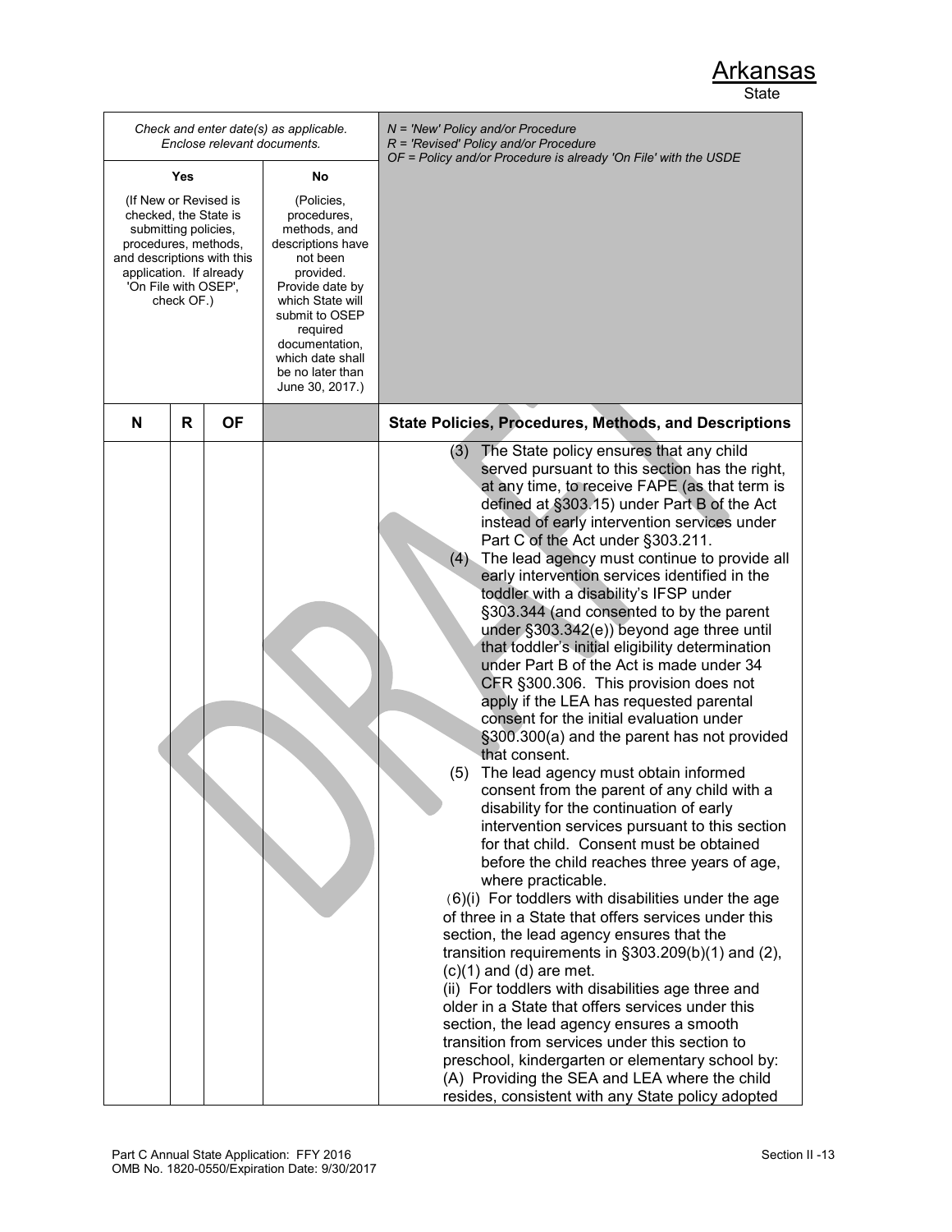Arkansas
State

| Check and enter date(s) as applicable. Enclose relevant documents. | | | | N = 'New' Policy and/or Procedure<br>R = 'Revised' Policy and/or Procedure<br>OF = Policy and/or Procedure is already 'On File' with the USDE |
|---|---|---|---|---|
| Yes<br><br>(If New or Revised is checked, the State is submitting policies, procedures, methods, and descriptions with this application. If already 'On File with OSEP', check OF.) | | | No<br><br>(Policies, procedures, methods, and descriptions have not been provided. Provide date by which State will submit to OSEP required documentation, which date shall be no later than June 30, 2017.) | |
| **N** | **R** | **OF** | | **State Policies, Procedures, Methods, and Descriptions** |
| | | | | (3) The State policy ensures that any child served pursuant to this section has the right, at any time, to receive FAPE (as that term is defined at §303.15) under Part B of the Act instead of early intervention services under Part C of the Act under §303.211.<br>(4) The lead agency must continue to provide all early intervention services identified in the toddler with a disability's IFSP under §303.344 (and consented to by the parent under §303.342(e)) beyond age three until that toddler's initial eligibility determination under Part B of the Act is made under 34 CFR §300.306. This provision does not apply if the LEA has requested parental consent for the initial evaluation under §300.300(a) and the parent has not provided that consent.<br>(5) The lead agency must obtain informed consent from the parent of any child with a disability for the continuation of early intervention services pursuant to this section for that child. Consent must be obtained before the child reaches three years of age, where practicable.<br>(6)(i) For toddlers with disabilities under the age of three in a State that offers services under this section, the lead agency ensures that the transition requirements in §303.209(b)(1) and (2), (c)(1) and (d) are met.<br>(ii) For toddlers with disabilities age three and older in a State that offers services under this section, the lead agency ensures a smooth transition from services under this section to preschool, kindergarten or elementary school by:<br>(A) Providing the SEA and LEA where the child resides, consistent with any State policy adopted |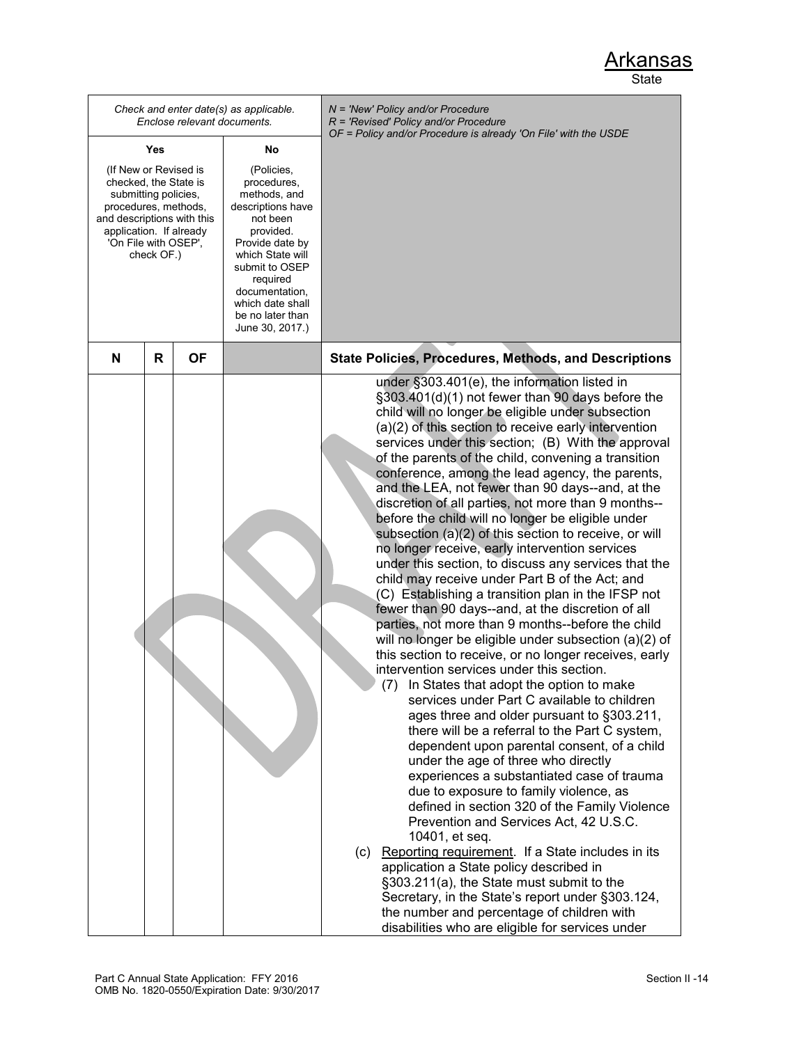# Arkansas

State

| Check and enter date(s) as applicable. Enclose relevant documents. | | | | N = 'New' Policy and/or Procedure<br>R = 'Revised' Policy and/or Procedure<br>OF = Policy and/or Procedure is already 'On File' with the USDE |
|---|---|---|---|---|
| Yes<br><br>(If New or Revised is checked, the State is submitting policies, procedures, methods, and descriptions with this application. If already 'On File with OSEP', check OF.) | | | No<br><br>(Policies, procedures, methods, and descriptions have not been provided. Provide date by which State will submit to OSEP required documentation, which date shall be no later than June 30, 2017.) | |
| **N** | **R** | **OF** | | **State Policies, Procedures, Methods, and Descriptions** |
| | | | | under §303.401(e), the information listed in §303.401(d)(1) not fewer than 90 days before the child will no longer be eligible under subsection (a)(2) of this section to receive early intervention services under this section; (B) With the approval of the parents of the child, convening a transition conference, among the lead agency, the parents, and the LEA, not fewer than 90 days--and, at the discretion of all parties, not more than 9 months--before the child will no longer be eligible under subsection (a)(2) of this section to receive, or will no longer receive, early intervention services under this section, to discuss any services that the child may receive under Part B of the Act; and (C) Establishing a transition plan in the IFSP not fewer than 90 days--and, at the discretion of all parties, not more than 9 months--before the child will no longer be eligible under subsection (a)(2) of this section to receive, or no longer receives, early intervention services under this section.<br>(7) In States that adopt the option to make services under Part C available to children ages three and older pursuant to §303.211, there will be a referral to the Part C system, dependent upon parental consent, of a child under the age of three who directly experiences a substantiated case of trauma due to exposure to family violence, as defined in section 320 of the Family Violence Prevention and Services Act, 42 U.S.C. 10401, et seq.<br>(c) Reporting requirement. If a State includes in its application a State policy described in §303.211(a), the State must submit to the Secretary, in the State's report under §303.124, the number and percentage of children with disabilities who are eligible for services under |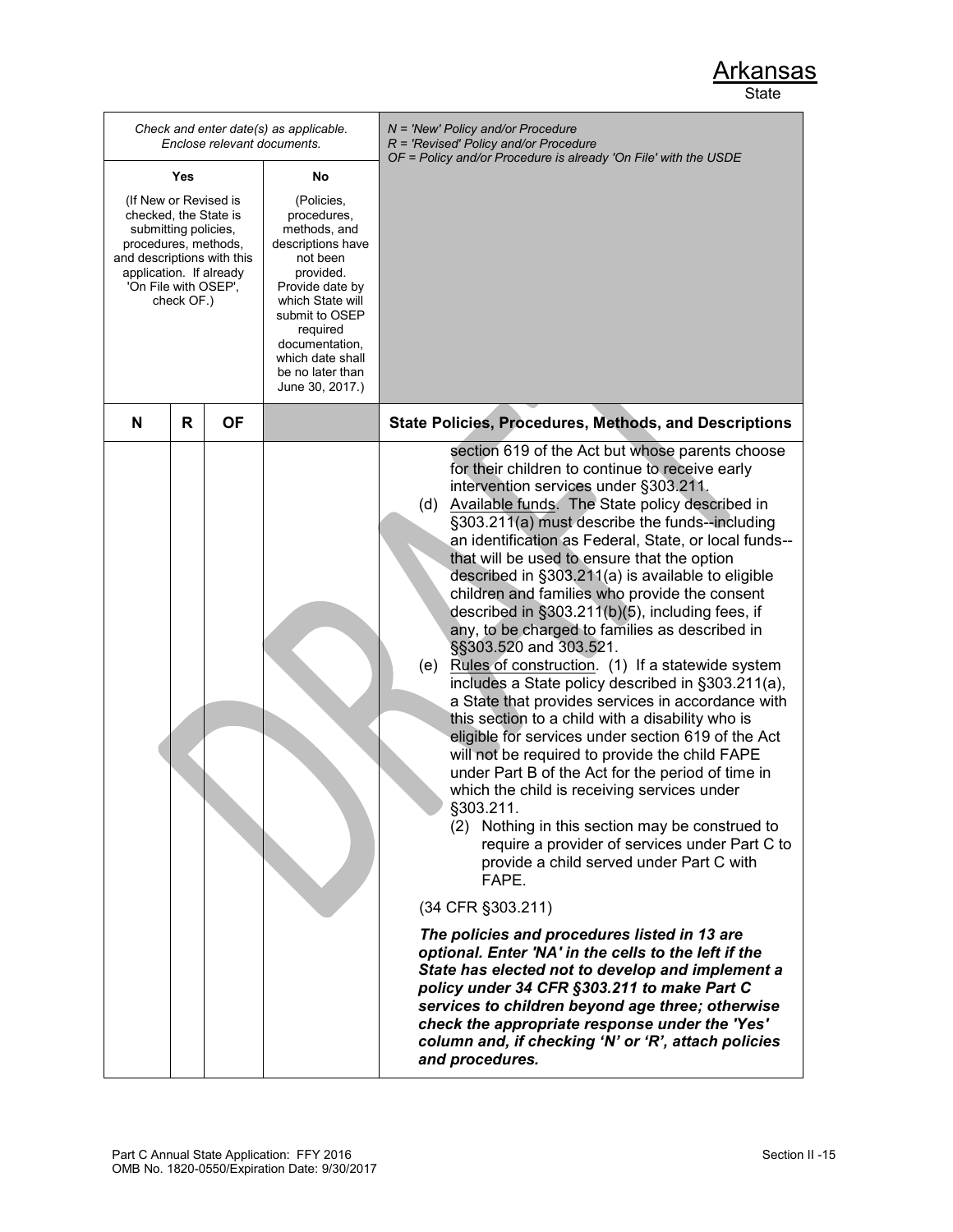| Check and enter date(s) as applicable. Enclose relevant documents. | | | | N = 'New' Policy and/or Procedure<br>R = 'Revised' Policy and/or Procedure<br>OF = Policy and/or Procedure is already 'On File' with the USDE |
|---|---|---|---|---|
| Yes<br>(If New or Revised is checked, the State is submitting policies, procedures, methods, and descriptions with this application. If already 'On File with OSEP', check OF.) | | | No<br>(Policies, procedures, methods, and descriptions have not been provided. Provide date by which State will submit to OSEP required documentation, which date shall be no later than June 30, 2017.) | |
| **N** | **R** | **OF** | | **State Policies, Procedures, Methods, and Descriptions** |
| | | | | section 619 of the Act but whose parents choose for their children to continue to receive early intervention services under §303.211.<br>(d) Available funds. The State policy described in §303.211(a) must describe the funds--including an identification as Federal, State, or local funds--that will be used to ensure that the option described in §303.211(a) is available to eligible children and families who provide the consent described in §303.211(b)(5), including fees, if any, to be charged to families as described in §§303.520 and 303.521.<br>(e) Rules of construction. (1) If a statewide system includes a State policy described in §303.211(a), a State that provides services in accordance with this section to a child with a disability who is eligible for services under section 619 of the Act will not be required to provide the child FAPE under Part B of the Act for the period of time in which the child is receiving services under §303.211.<br>(2) Nothing in this section may be construed to require a provider of services under Part C to provide a child served under Part C with FAPE.<br><br>(34 CFR §303.211)<br><br>***The policies and procedures listed in 13 are optional. Enter 'NA' in the cells to the left if the State has elected not to develop and implement a policy under 34 CFR §303.211 to make Part C services to children beyond age three; otherwise check the appropriate response under the 'Yes' column and, if checking 'N' or 'R', attach policies and procedures.*** |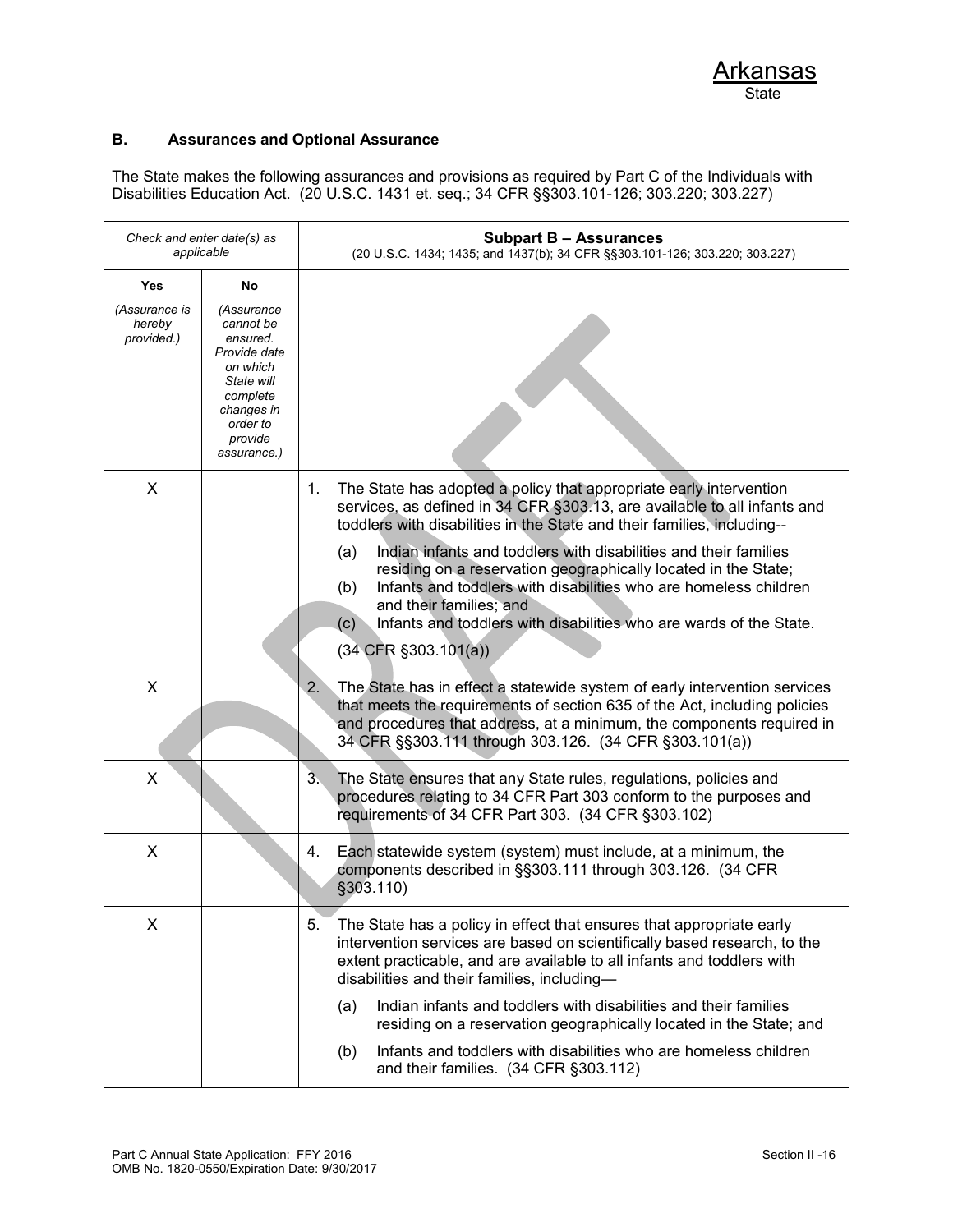Arkansas
State

### B. Assurances and Optional Assurance

The State makes the following assurances and provisions as required by Part C of the Individuals with Disabilities Education Act. (20 U.S.C. 1431 et. seq.; 34 CFR §§303.101-126; 303.220; 303.227)

| *Check and enter date(s) as applicable* | | **Subpart B – Assurances** (20 U.S.C. 1434; 1435; and 1437(b); 34 CFR §§303.101-126; 303.220; 303.227) |
|---|---|---|
| **Yes** *(Assurance is hereby provided.)* | **No** *(Assurance cannot be ensured. Provide date on which State will complete changes in order to provide assurance.)* | |
| X | | 1. The State has adopted a policy that appropriate early intervention services, as defined in 34 CFR §303.13, are available to all infants and toddlers with disabilities in the State and their families, including-- (a) Indian infants and toddlers with disabilities and their families residing on a reservation geographically located in the State; (b) Infants and toddlers with disabilities who are homeless children and their families; and (c) Infants and toddlers with disabilities who are wards of the State. (34 CFR §303.101(a)) |
| X | | 2. The State has in effect a statewide system of early intervention services that meets the requirements of section 635 of the Act, including policies and procedures that address, at a minimum, the components required in 34 CFR §§303.111 through 303.126. (34 CFR §303.101(a)) |
| X | | 3. The State ensures that any State rules, regulations, policies and procedures relating to 34 CFR Part 303 conform to the purposes and requirements of 34 CFR Part 303. (34 CFR §303.102) |
| X | | 4. Each statewide system (system) must include, at a minimum, the components described in §§303.111 through 303.126. (34 CFR §303.110) |
| X | | 5. The State has a policy in effect that ensures that appropriate early intervention services are based on scientifically based research, to the extent practicable, and are available to all infants and toddlers with disabilities and their families, including— (a) Indian infants and toddlers with disabilities and their families residing on a reservation geographically located in the State; and (b) Infants and toddlers with disabilities who are homeless children and their families. (34 CFR §303.112) |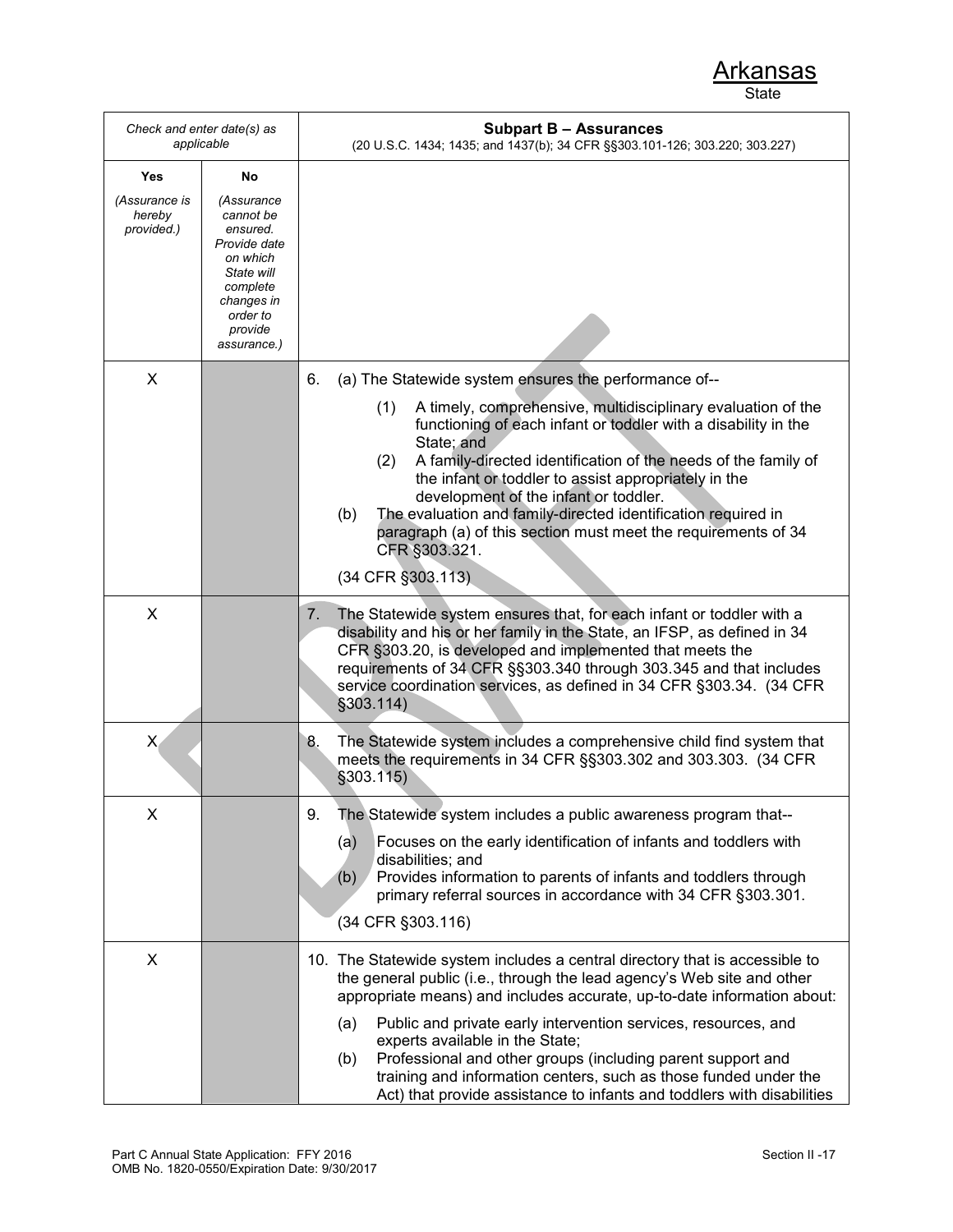Arkansas
State

| Check and enter date(s) as applicable | | **Subpart B – Assurances**<br>(20 U.S.C. 1434; 1435; and 1437(b); 34 CFR §§303.101-126; 303.220; 303.227) |
|---|---|---|
| **Yes**<br>*(Assurance is hereby provided.)* | **No**<br>*(Assurance cannot be ensured. Provide date on which State will complete changes in order to provide assurance.)* | |
| X | | 6. (a) The Statewide system ensures the performance of--<br>(1) A timely, comprehensive, multidisciplinary evaluation of the functioning of each infant or toddler with a disability in the State; and<br>(2) A family-directed identification of the needs of the family of the infant or toddler to assist appropriately in the development of the infant or toddler.<br>(b) The evaluation and family-directed identification required in paragraph (a) of this section must meet the requirements of 34 CFR §303.321.<br>(34 CFR §303.113) |
| X | | 7. The Statewide system ensures that, for each infant or toddler with a disability and his or her family in the State, an IFSP, as defined in 34 CFR §303.20, is developed and implemented that meets the requirements of 34 CFR §§303.340 through 303.345 and that includes service coordination services, as defined in 34 CFR §303.34. (34 CFR §303.114) |
| X | | 8. The Statewide system includes a comprehensive child find system that meets the requirements in 34 CFR §§303.302 and 303.303. (34 CFR §303.115) |
| X | | 9. The Statewide system includes a public awareness program that--<br>(a) Focuses on the early identification of infants and toddlers with disabilities; and<br>(b) Provides information to parents of infants and toddlers through primary referral sources in accordance with 34 CFR §303.301.<br>(34 CFR §303.116) |
| X | | 10. The Statewide system includes a central directory that is accessible to the general public (i.e., through the lead agency's Web site and other appropriate means) and includes accurate, up-to-date information about:<br>(a) Public and private early intervention services, resources, and experts available in the State;<br>(b) Professional and other groups (including parent support and training and information centers, such as those funded under the Act) that provide assistance to infants and toddlers with disabilities |

Part C Annual State Application: FFY 2016
OMB No. 1820-0550/Expiration Date: 9/30/2017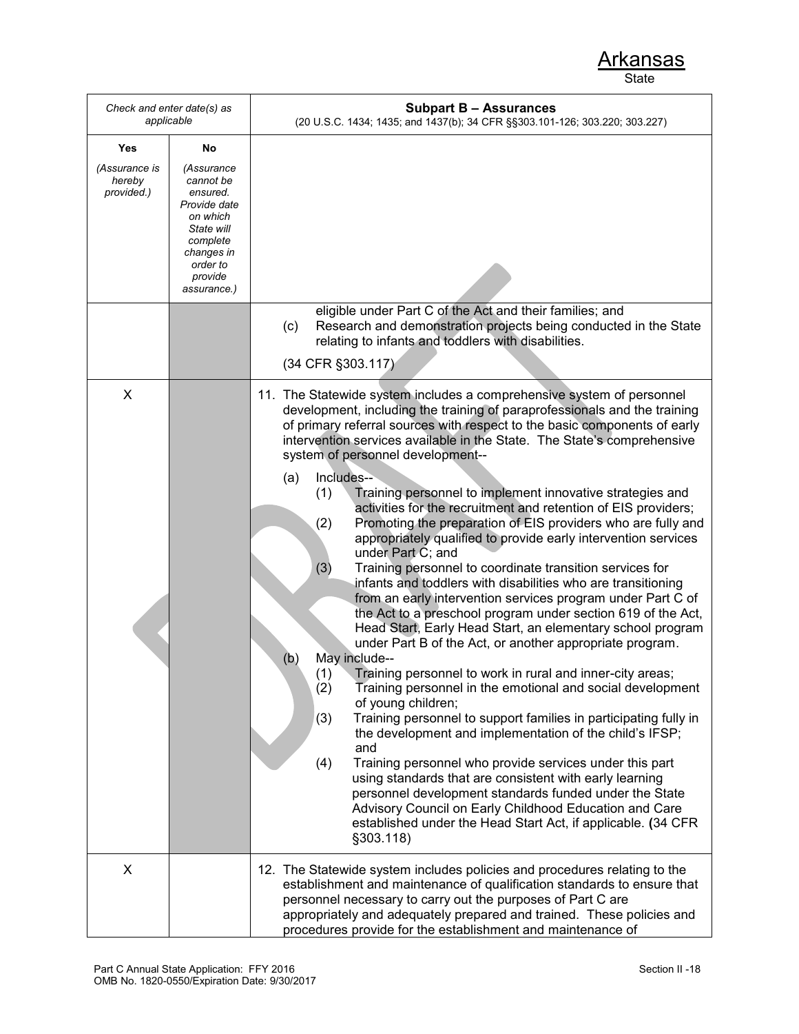Arkansas
State

| *Check and enter date(s) as applicable* | | **Subpart B – Assurances**<br>(20 U.S.C. 1434; 1435; and 1437(b); 34 CFR §§303.101-126; 303.220; 303.227) |
|---|---|---|
| **Yes**<br>*(Assurance is hereby provided.)* | **No**<br>*(Assurance cannot be ensured. Provide date on which State will complete changes in order to provide assurance.)* | |
| | | eligible under Part C of the Act and their families; and<br>(c) Research and demonstration projects being conducted in the State relating to infants and toddlers with disabilities.<br>(34 CFR §303.117) |
| X | | 11. The Statewide system includes a comprehensive system of personnel development, including the training of paraprofessionals and the training of primary referral sources with respect to the basic components of early intervention services available in the State. The State's comprehensive system of personnel development--<br>(a) Includes--<br>(1) Training personnel to implement innovative strategies and activities for the recruitment and retention of EIS providers;<br>(2) Promoting the preparation of EIS providers who are fully and appropriately qualified to provide early intervention services under Part C; and<br>(3) Training personnel to coordinate transition services for infants and toddlers with disabilities who are transitioning from an early intervention services program under Part C of the Act to a preschool program under section 619 of the Act, Head Start, Early Head Start, an elementary school program under Part B of the Act, or another appropriate program.<br>(b) May include--<br>(1) Training personnel to work in rural and inner-city areas;<br>(2) Training personnel in the emotional and social development of young children;<br>(3) Training personnel to support families in participating fully in the development and implementation of the child's IFSP; and<br>(4) Training personnel who provide services under this part using standards that are consistent with early learning personnel development standards funded under the State Advisory Council on Early Childhood Education and Care established under the Head Start Act, if applicable. (34 CFR §303.118) |
| X | | 12. The Statewide system includes policies and procedures relating to the establishment and maintenance of qualification standards to ensure that personnel necessary to carry out the purposes of Part C are appropriately and adequately prepared and trained. These policies and procedures provide for the establishment and maintenance of |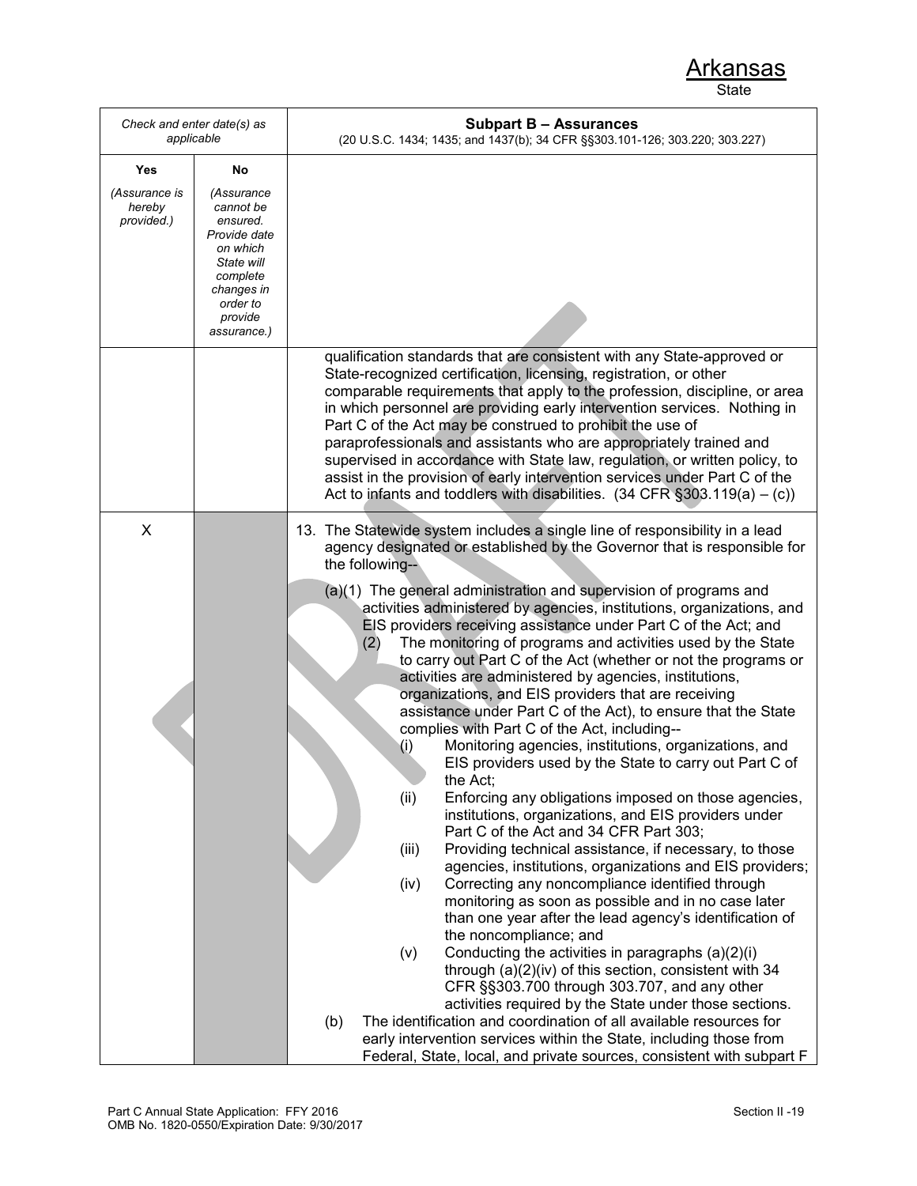Arkansas
State

| Check and enter date(s) as applicable | | **Subpart B – Assurances** (20 U.S.C. 1434; 1435; and 1437(b); 34 CFR §§303.101-126; 303.220; 303.227) |
|---|---|---|
| **Yes** *(Assurance is hereby provided.)* | **No** *(Assurance cannot be ensured. Provide date on which State will complete changes in order to provide assurance.)* | |
| | | qualification standards that are consistent with any State-approved or State-recognized certification, licensing, registration, or other comparable requirements that apply to the profession, discipline, or area in which personnel are providing early intervention services. Nothing in Part C of the Act may be construed to prohibit the use of paraprofessionals and assistants who are appropriately trained and supervised in accordance with State law, regulation, or written policy, to assist in the provision of early intervention services under Part C of the Act to infants and toddlers with disabilities. (34 CFR §303.119(a) – (c)) |
| X | | 13. The Statewide system includes a single line of responsibility in a lead agency designated or established by the Governor that is responsible for the following--<br>(a)(1) The general administration and supervision of programs and activities administered by agencies, institutions, organizations, and EIS providers receiving assistance under Part C of the Act; and<br>(2) The monitoring of programs and activities used by the State to carry out Part C of the Act (whether or not the programs or activities are administered by agencies, institutions, organizations, and EIS providers that are receiving assistance under Part C of the Act), to ensure that the State complies with Part C of the Act, including--<br>(i) Monitoring agencies, institutions, organizations, and EIS providers used by the State to carry out Part C of the Act;<br>(ii) Enforcing any obligations imposed on those agencies, institutions, organizations, and EIS providers under Part C of the Act and 34 CFR Part 303;<br>(iii) Providing technical assistance, if necessary, to those agencies, institutions, organizations and EIS providers;<br>(iv) Correcting any noncompliance identified through monitoring as soon as possible and in no case later than one year after the lead agency's identification of the noncompliance; and<br>(v) Conducting the activities in paragraphs (a)(2)(i) through (a)(2)(iv) of this section, consistent with 34 CFR §§303.700 through 303.707, and any other activities required by the State under those sections.<br>(b) The identification and coordination of all available resources for early intervention services within the State, including those from Federal, State, local, and private sources, consistent with subpart F |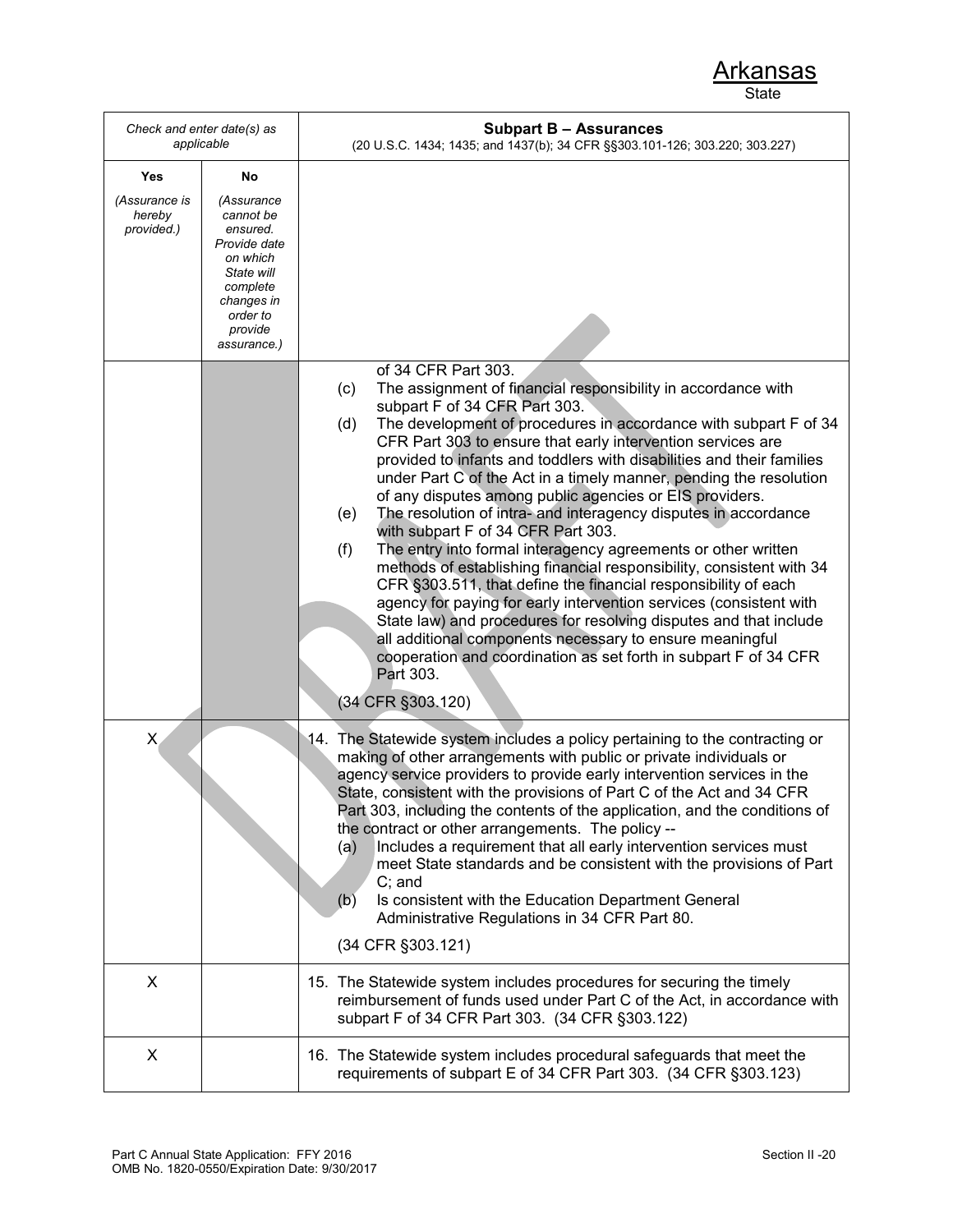Arkansas
State

| Check and enter date(s) as applicable | | **Subpart B – Assurances** (20 U.S.C. 1434; 1435; and 1437(b); 34 CFR §§303.101-126; 303.220; 303.227) |
|---|---|---|
| **Yes** *(Assurance is hereby provided.)* | **No** *(Assurance cannot be ensured. Provide date on which State will complete changes in order to provide assurance.)* | |
| | | of 34 CFR Part 303.<br>(c) The assignment of financial responsibility in accordance with subpart F of 34 CFR Part 303.<br>(d) The development of procedures in accordance with subpart F of 34 CFR Part 303 to ensure that early intervention services are provided to infants and toddlers with disabilities and their families under Part C of the Act in a timely manner, pending the resolution of any disputes among public agencies or EIS providers.<br>(e) The resolution of intra- and interagency disputes in accordance with subpart F of 34 CFR Part 303.<br>(f) The entry into formal interagency agreements or other written methods of establishing financial responsibility, consistent with 34 CFR §303.511, that define the financial responsibility of each agency for paying for early intervention services (consistent with State law) and procedures for resolving disputes and that include all additional components necessary to ensure meaningful cooperation and coordination as set forth in subpart F of 34 CFR Part 303.<br><br>(34 CFR §303.120) |
| X | | 14. The Statewide system includes a policy pertaining to the contracting or making of other arrangements with public or private individuals or agency service providers to provide early intervention services in the State, consistent with the provisions of Part C of the Act and 34 CFR Part 303, including the contents of the application, and the conditions of the contract or other arrangements. The policy --<br>(a) Includes a requirement that all early intervention services must meet State standards and be consistent with the provisions of Part C; and<br>(b) Is consistent with the Education Department General Administrative Regulations in 34 CFR Part 80.<br><br>(34 CFR §303.121) |
| X | | 15. The Statewide system includes procedures for securing the timely reimbursement of funds used under Part C of the Act, in accordance with subpart F of 34 CFR Part 303. (34 CFR §303.122) |
| X | | 16. The Statewide system includes procedural safeguards that meet the requirements of subpart E of 34 CFR Part 303. (34 CFR §303.123) |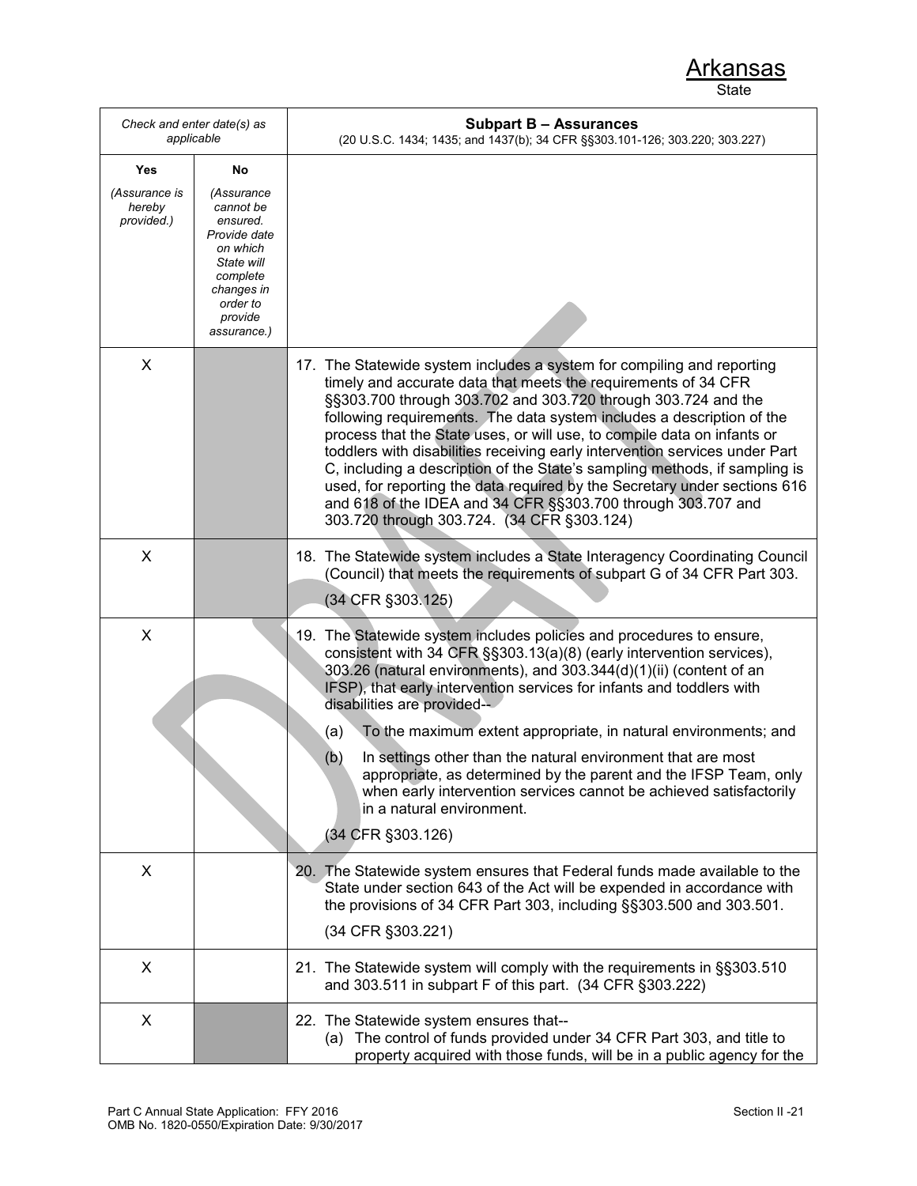Arkansas
State

| *Check and enter date(s) as applicable* | | **Subpart B – Assurances** (20 U.S.C. 1434; 1435; and 1437(b); 34 CFR §§303.101-126; 303.220; 303.227) |
|---|---|---|
| **Yes** *(Assurance is hereby provided.)* | **No** *(Assurance cannot be ensured. Provide date on which State will complete changes in order to provide assurance.)* | |
| X | | 17. The Statewide system includes a system for compiling and reporting timely and accurate data that meets the requirements of 34 CFR §§303.700 through 303.702 and 303.720 through 303.724 and the following requirements. The data system includes a description of the process that the State uses, or will use, to compile data on infants or toddlers with disabilities receiving early intervention services under Part C, including a description of the State's sampling methods, if sampling is used, for reporting the data required by the Secretary under sections 616 and 618 of the IDEA and 34 CFR §§303.700 through 303.707 and 303.720 through 303.724. (34 CFR §303.124) |
| X | | 18. The Statewide system includes a State Interagency Coordinating Council (Council) that meets the requirements of subpart G of 34 CFR Part 303. (34 CFR §303.125) |
| X | | 19. The Statewide system includes policies and procedures to ensure, consistent with 34 CFR §§303.13(a)(8) (early intervention services), 303.26 (natural environments), and 303.344(d)(1)(ii) (content of an IFSP), that early intervention services for infants and toddlers with disabilities are provided-- (a) To the maximum extent appropriate, in natural environments; and (b) In settings other than the natural environment that are most appropriate, as determined by the parent and the IFSP Team, only when early intervention services cannot be achieved satisfactorily in a natural environment. (34 CFR §303.126) |
| X | | 20. The Statewide system ensures that Federal funds made available to the State under section 643 of the Act will be expended in accordance with the provisions of 34 CFR Part 303, including §§303.500 and 303.501. (34 CFR §303.221) |
| X | | 21. The Statewide system will comply with the requirements in §§303.510 and 303.511 in subpart F of this part. (34 CFR §303.222) |
| X | | 22. The Statewide system ensures that-- (a) The control of funds provided under 34 CFR Part 303, and title to property acquired with those funds, will be in a public agency for the |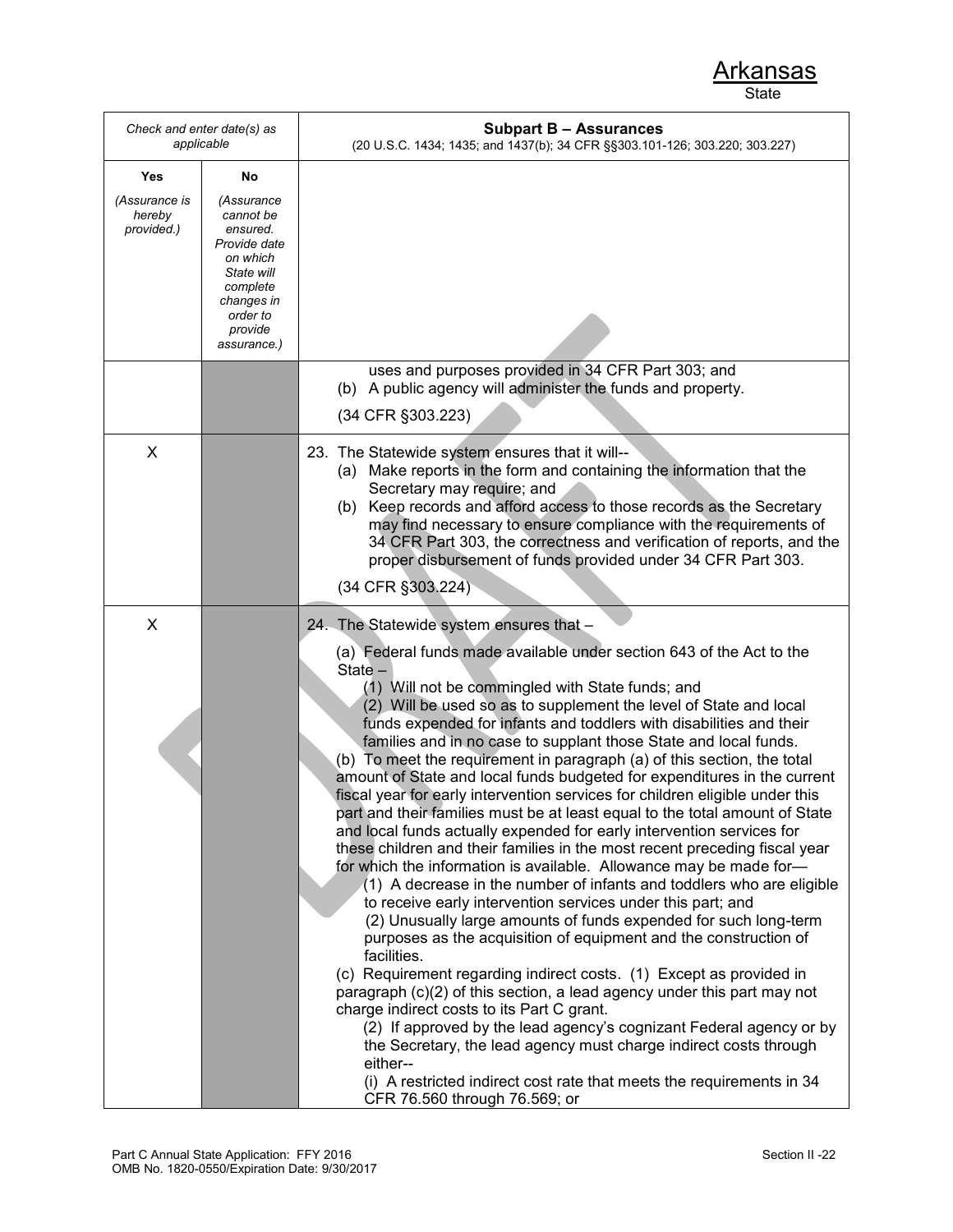Arkansas
State

| Check and enter date(s) as applicable | | **Subpart B – Assurances** (20 U.S.C. 1434; 1435; and 1437(b); 34 CFR §§303.101-126; 303.220; 303.227) |
|---|---|---|
| **Yes** *(Assurance is hereby provided.)* | **No** *(Assurance cannot be ensured. Provide date on which State will complete changes in order to provide assurance.)* | |
| | | uses and purposes provided in 34 CFR Part 303; and<br>(b) A public agency will administer the funds and property.<br>(34 CFR §303.223) |
| X | | 23. The Statewide system ensures that it will--<br>(a) Make reports in the form and containing the information that the Secretary may require; and<br>(b) Keep records and afford access to those records as the Secretary may find necessary to ensure compliance with the requirements of 34 CFR Part 303, the correctness and verification of reports, and the proper disbursement of funds provided under 34 CFR Part 303.<br>(34 CFR §303.224) |
| X | | 24. The Statewide system ensures that –<br>(a) Federal funds made available under section 643 of the Act to the State –<br>(1) Will not be commingled with State funds; and<br>(2) Will be used so as to supplement the level of State and local funds expended for infants and toddlers with disabilities and their families and in no case to supplant those State and local funds.<br>(b) To meet the requirement in paragraph (a) of this section, the total amount of State and local funds budgeted for expenditures in the current fiscal year for early intervention services for children eligible under this part and their families must be at least equal to the total amount of State and local funds actually expended for early intervention services for these children and their families in the most recent preceding fiscal year for which the information is available. Allowance may be made for—<br>(1) A decrease in the number of infants and toddlers who are eligible to receive early intervention services under this part; and<br>(2) Unusually large amounts of funds expended for such long-term purposes as the acquisition of equipment and the construction of facilities.<br>(c) Requirement regarding indirect costs. (1) Except as provided in paragraph (c)(2) of this section, a lead agency under this part may not charge indirect costs to its Part C grant.<br>(2) If approved by the lead agency's cognizant Federal agency or by the Secretary, the lead agency must charge indirect costs through either--<br>(i) A restricted indirect cost rate that meets the requirements in 34 CFR 76.560 through 76.569; or |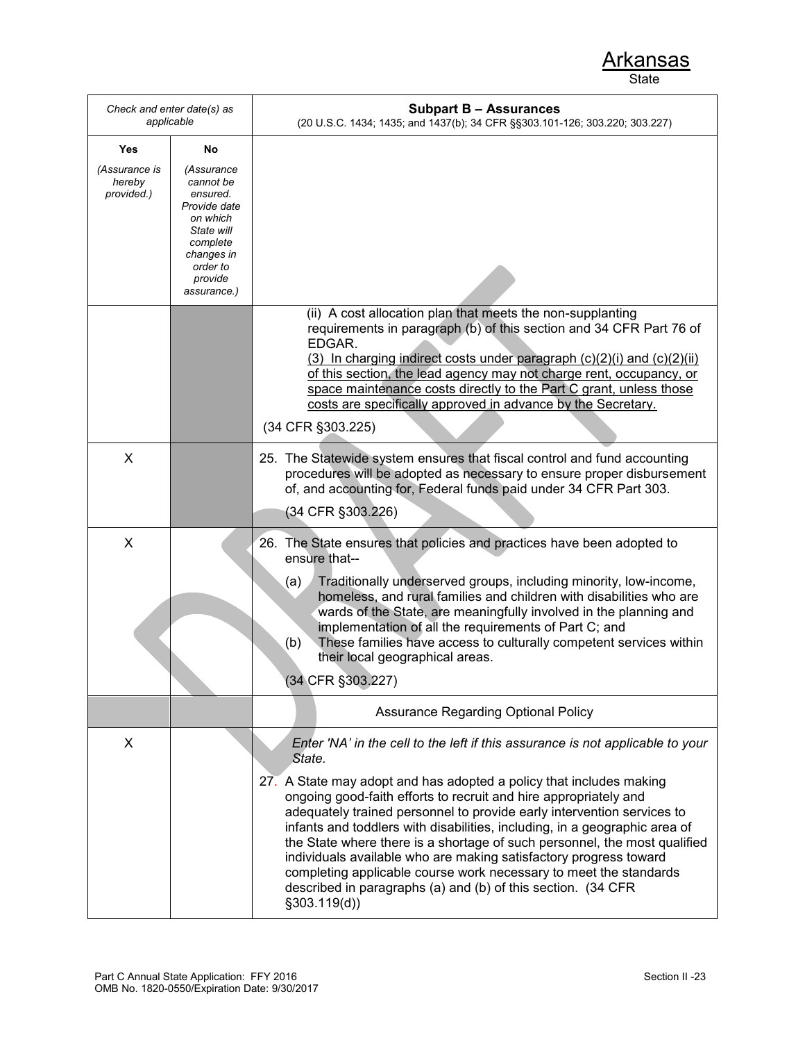Arkansas
State

| Check and enter date(s) as applicable | | **Subpart B – Assurances** (20 U.S.C. 1434; 1435; and 1437(b); 34 CFR §§303.101-126; 303.220; 303.227) |
|---|---|---|
| **Yes** *(Assurance is hereby provided.)* | **No** *(Assurance cannot be ensured. Provide date on which State will complete changes in order to provide assurance.)* | |
| | | (ii) A cost allocation plan that meets the non-supplanting requirements in paragraph (b) of this section and 34 CFR Part 76 of EDGAR.<br><u>(3) In charging indirect costs under paragraph (c)(2)(i) and (c)(2)(ii) of this section, the lead agency may not charge rent, occupancy, or space maintenance costs directly to the Part C grant, unless those costs are specifically approved in advance by the Secretary.</u><br>(34 CFR §303.225) |
| X | | 25. The Statewide system ensures that fiscal control and fund accounting procedures will be adopted as necessary to ensure proper disbursement of, and accounting for, Federal funds paid under 34 CFR Part 303.<br>(34 CFR §303.226) |
| X | | 26. The State ensures that policies and practices have been adopted to ensure that--<br>(a) Traditionally underserved groups, including minority, low-income, homeless, and rural families and children with disabilities who are wards of the State, are meaningfully involved in the planning and implementation of all the requirements of Part C; and<br>(b) These families have access to culturally competent services within their local geographical areas.<br>(34 CFR §303.227) |
| | | Assurance Regarding Optional Policy |
| X | | *Enter 'NA' in the cell to the left if this assurance is not applicable to your State.*<br>27. A State may adopt and has adopted a policy that includes making ongoing good-faith efforts to recruit and hire appropriately and adequately trained personnel to provide early intervention services to infants and toddlers with disabilities, including, in a geographic area of the State where there is a shortage of such personnel, the most qualified individuals available who are making satisfactory progress toward completing applicable course work necessary to meet the standards described in paragraphs (a) and (b) of this section. (34 CFR §303.119(d)) |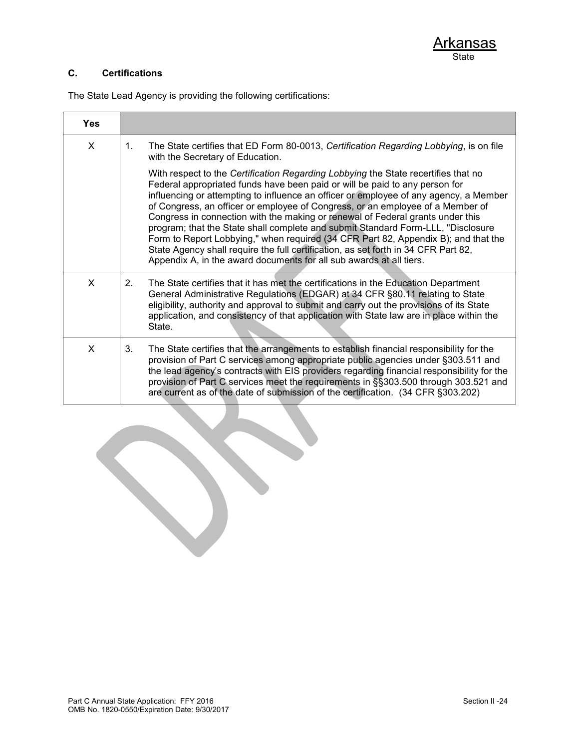Arkansas
State

### C. Certifications

The State Lead Agency is providing the following certifications:

| Yes | |
|---|---|
| X | 1. The State certifies that ED Form 80-0013, *Certification Regarding Lobbying*, is on file with the Secretary of Education.<br><br>With respect to the *Certification Regarding Lobbying* the State recertifies that no Federal appropriated funds have been paid or will be paid to any person for influencing or attempting to influence an officer or employee of any agency, a Member of Congress, an officer or employee of Congress, or an employee of a Member of Congress in connection with the making or renewal of Federal grants under this program; that the State shall complete and submit Standard Form-LLL, "Disclosure Form to Report Lobbying," when required (34 CFR Part 82, Appendix B); and that the State Agency shall require the full certification, as set forth in 34 CFR Part 82, Appendix A, in the award documents for all sub awards at all tiers. |
| X | 2. The State certifies that it has met the certifications in the Education Department General Administrative Regulations (EDGAR) at 34 CFR §80.11 relating to State eligibility, authority and approval to submit and carry out the provisions of its State application, and consistency of that application with State law are in place within the State. |
| X | 3. The State certifies that the arrangements to establish financial responsibility for the provision of Part C services among appropriate public agencies under §303.511 and the lead agency's contracts with EIS providers regarding financial responsibility for the provision of Part C services meet the requirements in §§303.500 through 303.521 and are current as of the date of submission of the certification. (34 CFR §303.202) |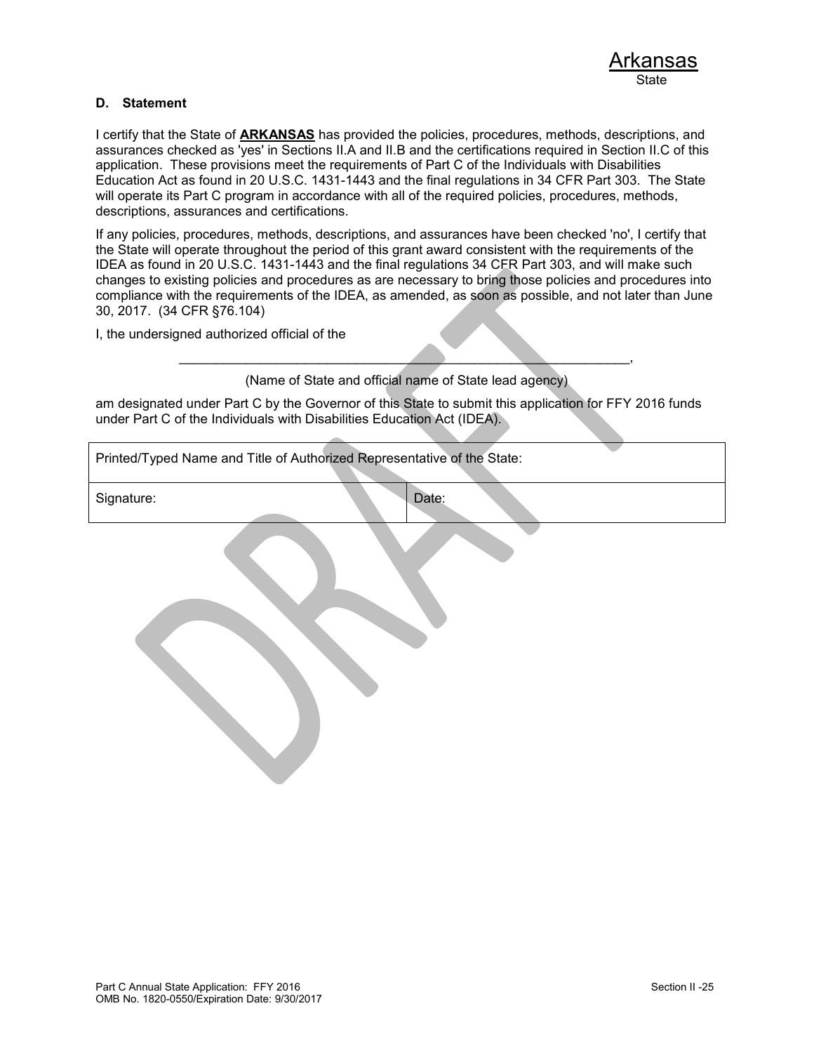Arkansas
State

**D. Statement**

I certify that the State of **ARKANSAS** has provided the policies, procedures, methods, descriptions, and assurances checked as 'yes' in Sections II.A and II.B and the certifications required in Section II.C of this application. These provisions meet the requirements of Part C of the Individuals with Disabilities Education Act as found in 20 U.S.C. 1431-1443 and the final regulations in 34 CFR Part 303. The State will operate its Part C program in accordance with all of the required policies, procedures, methods, descriptions, assurances and certifications.

If any policies, procedures, methods, descriptions, and assurances have been checked 'no', I certify that the State will operate throughout the period of this grant award consistent with the requirements of the IDEA as found in 20 U.S.C. 1431-1443 and the final regulations 34 CFR Part 303, and will make such changes to existing policies and procedures as are necessary to bring those policies and procedures into compliance with the requirements of the IDEA, as amended, as soon as possible, and not later than June 30, 2017. (34 CFR §76.104)

I, the undersigned authorized official of the

_______________________________________________________________,

(Name of State and official name of State lead agency)

am designated under Part C by the Governor of this State to submit this application for FFY 2016 funds under Part C of the Individuals with Disabilities Education Act (IDEA).

| Printed/Typed Name and Title of Authorized Representative of the State: | |
|---|---|
| Signature: | Date: |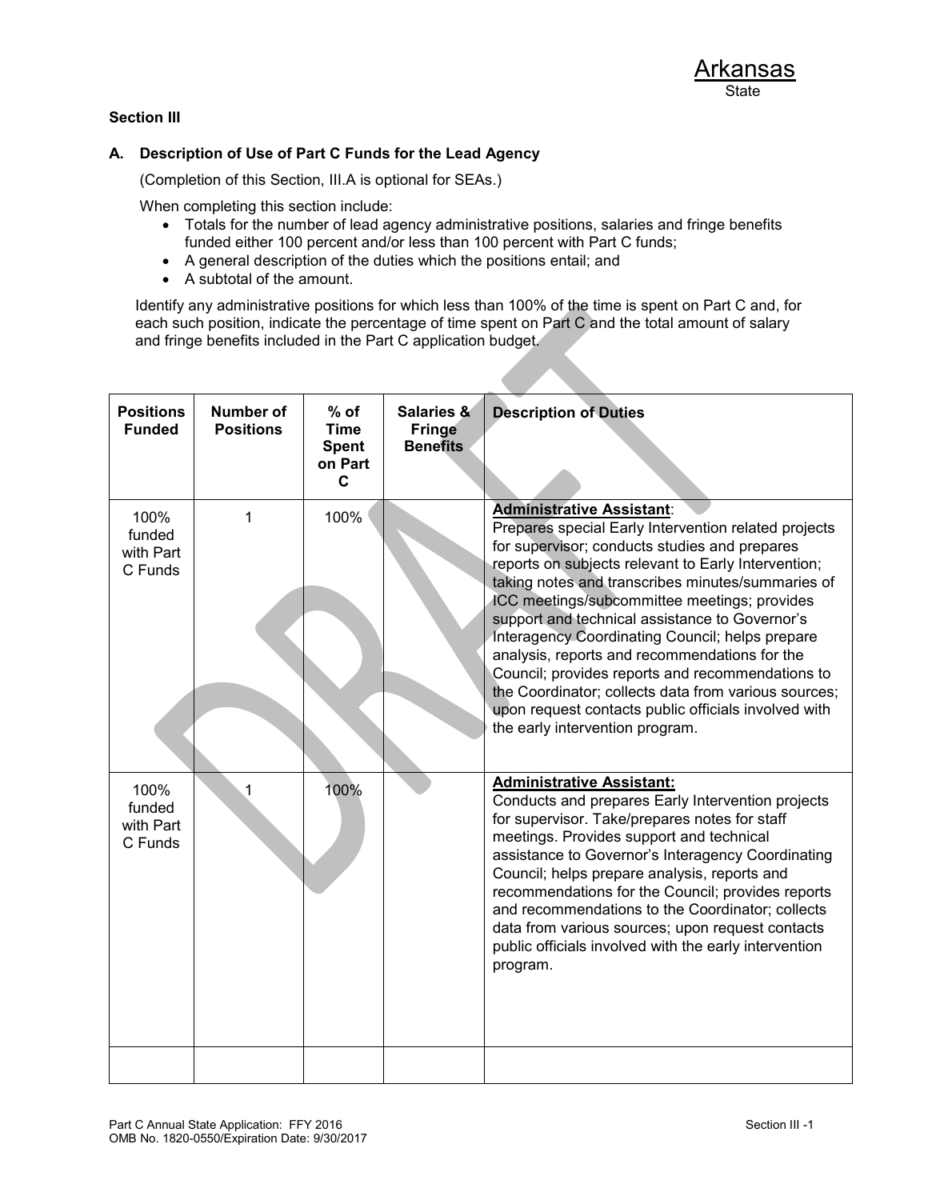Arkansas
State

**Section III**

### A. Description of Use of Part C Funds for the Lead Agency

(Completion of this Section, III.A is optional for SEAs.)

When completing this section include:

- Totals for the number of lead agency administrative positions, salaries and fringe benefits funded either 100 percent and/or less than 100 percent with Part C funds;
- A general description of the duties which the positions entail; and
- A subtotal of the amount.

Identify any administrative positions for which less than 100% of the time is spent on Part C and, for each such position, indicate the percentage of time spent on Part C and the total amount of salary and fringe benefits included in the Part C application budget.

| Positions Funded | Number of Positions | % of Time Spent on Part C | Salaries & Fringe Benefits | Description of Duties |
|---|---|---|---|---|
| 100% funded with Part C Funds | 1 | 100% | | **Administrative Assistant**: Prepares special Early Intervention related projects for supervisor; conducts studies and prepares reports on subjects relevant to Early Intervention; taking notes and transcribes minutes/summaries of ICC meetings/subcommittee meetings; provides support and technical assistance to Governor's Interagency Coordinating Council; helps prepare analysis, reports and recommendations for the Council; provides reports and recommendations to the Coordinator; collects data from various sources; upon request contacts public officials involved with the early intervention program. |
| 100% funded with Part C Funds | 1 | 100% | | **Administrative Assistant:** Conducts and prepares Early Intervention projects for supervisor. Take/prepares notes for staff meetings. Provides support and technical assistance to Governor's Interagency Coordinating Council; helps prepare analysis, reports and recommendations for the Council; provides reports and recommendations to the Coordinator; collects data from various sources; upon request contacts public officials involved with the early intervention program. |
| | | | | |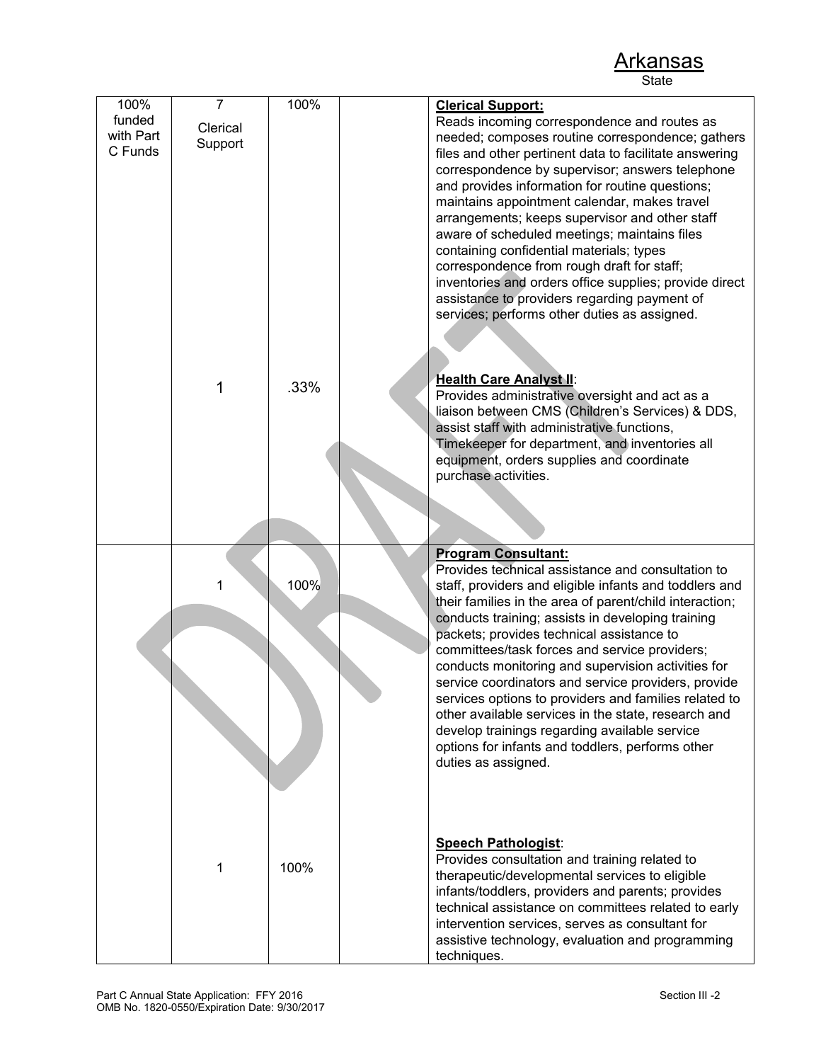Arkansas
State

| | | | | |
|---|---|---|---|---|
| 100% funded with Part C Funds | 7<br>Clerical Support | 100% | | **Clerical Support:**<br>Reads incoming correspondence and routes as needed; composes routine correspondence; gathers files and other pertinent data to facilitate answering correspondence by supervisor; answers telephone and provides information for routine questions; maintains appointment calendar, makes travel arrangements; keeps supervisor and other staff aware of scheduled meetings; maintains files containing confidential materials; types correspondence from rough draft for staff; inventories and orders office supplies; provide direct assistance to providers regarding payment of services; performs other duties as assigned. |
| | 1 | .33% | | **Health Care Analyst II**:<br>Provides administrative oversight and act as a liaison between CMS (Children's Services) & DDS, assist staff with administrative functions, Timekeeper for department, and inventories all equipment, orders supplies and coordinate purchase activities. |
| | 1 | 100% | | **Program Consultant:**<br>Provides technical assistance and consultation to staff, providers and eligible infants and toddlers and their families in the area of parent/child interaction; conducts training; assists in developing training packets; provides technical assistance to committees/task forces and service providers; conducts monitoring and supervision activities for service coordinators and service providers, provide services options to providers and families related to other available services in the state, research and develop trainings regarding available service options for infants and toddlers, performs other duties as assigned. |
| | 1 | 100% | | **Speech Pathologist**:<br>Provides consultation and training related to therapeutic/developmental services to eligible infants/toddlers, providers and parents; provides technical assistance on committees related to early intervention services, serves as consultant for assistive technology, evaluation and programming techniques. |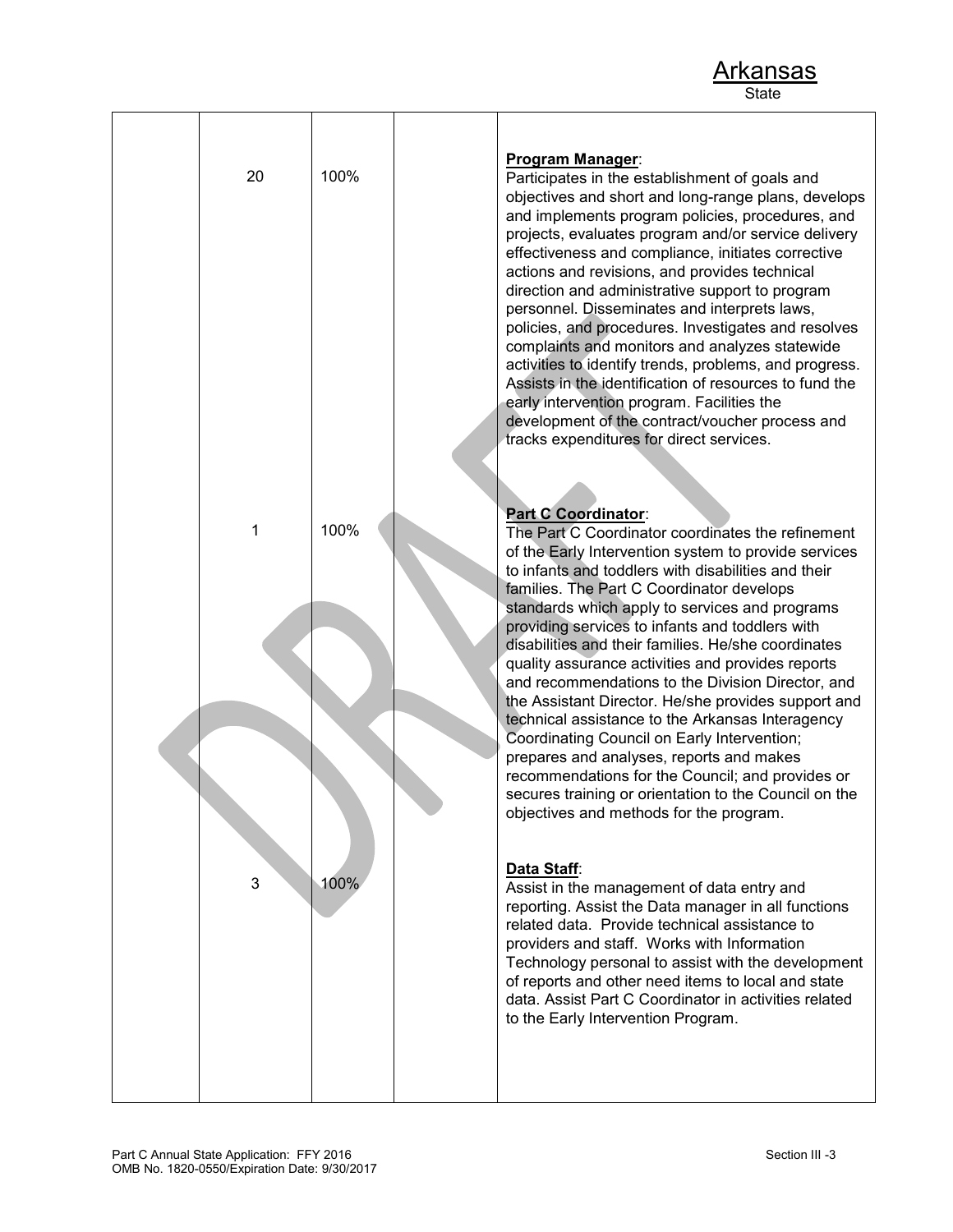Arkansas
State

|  |  |  |  |  |
|---|---|---|---|---|
|  | 20 | 100% |  | **Program Manager**: Participates in the establishment of goals and objectives and short and long-range plans, develops and implements program policies, procedures, and projects, evaluates program and/or service delivery effectiveness and compliance, initiates corrective actions and revisions, and provides technical direction and administrative support to program personnel. Disseminates and interprets laws, policies, and procedures. Investigates and resolves complaints and monitors and analyzes statewide activities to identify trends, problems, and progress. Assists in the identification of resources to fund the early intervention program. Facilities the development of the contract/voucher process and tracks expenditures for direct services. |
|  | 1 | 100% |  | **Part C Coordinator**: The Part C Coordinator coordinates the refinement of the Early Intervention system to provide services to infants and toddlers with disabilities and their families. The Part C Coordinator develops standards which apply to services and programs providing services to infants and toddlers with disabilities and their families. He/she coordinates quality assurance activities and provides reports and recommendations to the Division Director, and the Assistant Director. He/she provides support and technical assistance to the Arkansas Interagency Coordinating Council on Early Intervention; prepares and analyses, reports and makes recommendations for the Council; and provides or secures training or orientation to the Council on the objectives and methods for the program. |
|  | 3 | 100% |  | **Data Staff**: Assist in the management of data entry and reporting. Assist the Data manager in all functions related data. Provide technical assistance to providers and staff. Works with Information Technology personal to assist with the development of reports and other need items to local and state data. Assist Part C Coordinator in activities related to the Early Intervention Program. |

Part C Annual State Application: FFY 2016
OMB No. 1820-0550/Expiration Date: 9/30/2017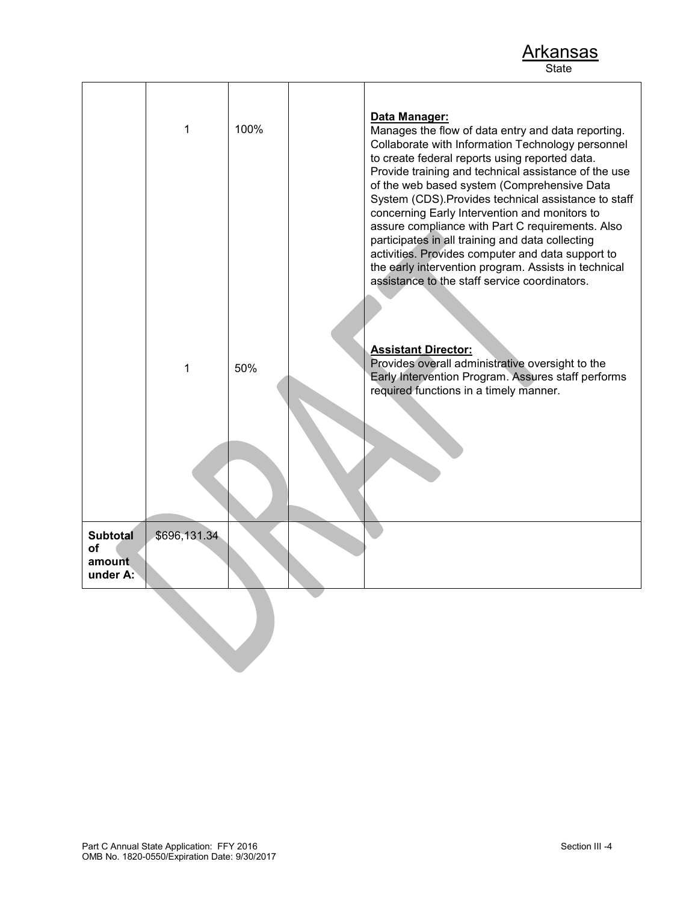| | | | | |
|---|---|---|---|---|
| | 1 | 100% | | **Data Manager:** Manages the flow of data entry and data reporting. Collaborate with Information Technology personnel to create federal reports using reported data. Provide training and technical assistance of the use of the web based system (Comprehensive Data System (CDS).Provides technical assistance to staff concerning Early Intervention and monitors to assure compliance with Part C requirements. Also participates in all training and data collecting activities. Provides computer and data support to the early intervention program. Assists in technical assistance to the staff service coordinators. |
| | 1 | 50% | | **Assistant Director:** Provides overall administrative oversight to the Early Intervention Program. Assures staff performs required functions in a timely manner. |
| **Subtotal of amount under A:** | $696,131.34 | | | |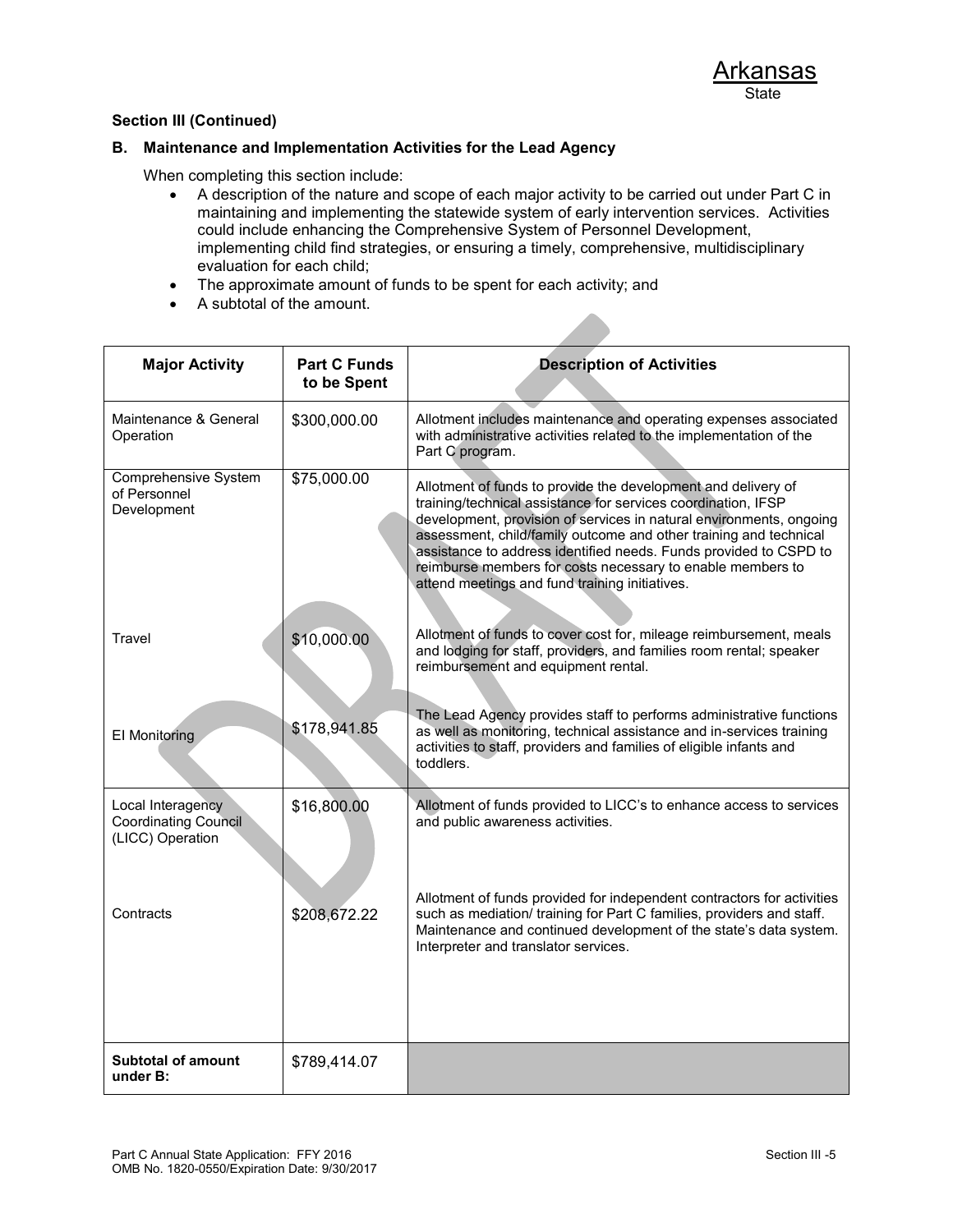Arkansas
State

**Section III (Continued)**

**B. Maintenance and Implementation Activities for the Lead Agency**

When completing this section include:

- A description of the nature and scope of each major activity to be carried out under Part C in maintaining and implementing the statewide system of early intervention services. Activities could include enhancing the Comprehensive System of Personnel Development, implementing child find strategies, or ensuring a timely, comprehensive, multidisciplinary evaluation for each child;
- The approximate amount of funds to be spent for each activity; and
- A subtotal of the amount.

| Major Activity | Part C Funds to be Spent | Description of Activities |
|---|---|---|
| Maintenance & General Operation | $300,000.00 | Allotment includes maintenance and operating expenses associated with administrative activities related to the implementation of the Part C program. |
| Comprehensive System of Personnel Development | $75,000.00 | Allotment of funds to provide the development and delivery of training/technical assistance for services coordination, IFSP development, provision of services in natural environments, ongoing assessment, child/family outcome and other training and technical assistance to address identified needs. Funds provided to CSPD to reimburse members for costs necessary to enable members to attend meetings and fund training initiatives. |
| Travel | $10,000.00 | Allotment of funds to cover cost for, mileage reimbursement, meals and lodging for staff, providers, and families room rental; speaker reimbursement and equipment rental. |
| EI Monitoring | $178,941.85 | The Lead Agency provides staff to performs administrative functions as well as monitoring, technical assistance and in-services training activities to staff, providers and families of eligible infants and toddlers. |
| Local Interagency Coordinating Council (LICC) Operation | $16,800.00 | Allotment of funds provided to LICC's to enhance access to services and public awareness activities. |
| Contracts | $208,672.22 | Allotment of funds provided for independent contractors for activities such as mediation/ training for Part C families, providers and staff. Maintenance and continued development of the state's data system. Interpreter and translator services. |
| **Subtotal of amount under B:** | $789,414.07 | |

Part C Annual State Application: FFY 2016
OMB No. 1820-0550/Expiration Date: 9/30/2017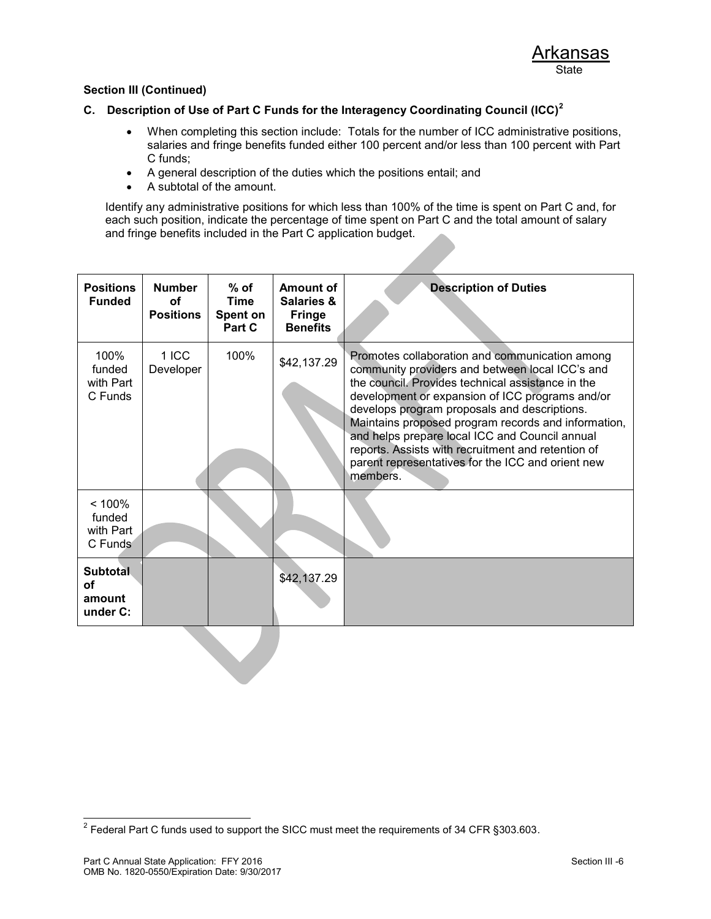Arkansas
State

**Section III (Continued)**

## C. Description of Use of Part C Funds for the Interagency Coordinating Council (ICC)[2]

- When completing this section include: Totals for the number of ICC administrative positions, salaries and fringe benefits funded either 100 percent and/or less than 100 percent with Part C funds;
- A general description of the duties which the positions entail; and
- A subtotal of the amount.

Identify any administrative positions for which less than 100% of the time is spent on Part C and, for each such position, indicate the percentage of time spent on Part C and the total amount of salary and fringe benefits included in the Part C application budget.

| Positions Funded | Number of Positions | % of Time Spent on Part C | Amount of Salaries & Fringe Benefits | Description of Duties |
|---|---|---|---|---|
| 100% funded with Part C Funds | 1 ICC Developer | 100% | $42,137.29 | Promotes collaboration and communication among community providers and between local ICC's and the council. Provides technical assistance in the development or expansion of ICC programs and/or develops program proposals and descriptions. Maintains proposed program records and information, and helps prepare local ICC and Council annual reports. Assists with recruitment and retention of parent representatives for the ICC and orient new members. |
| < 100% funded with Part C Funds | | | | |
| **Subtotal of amount under C:** | | | $42,137.29 | |

[2] Federal Part C funds used to support the SICC must meet the requirements of 34 CFR §303.603.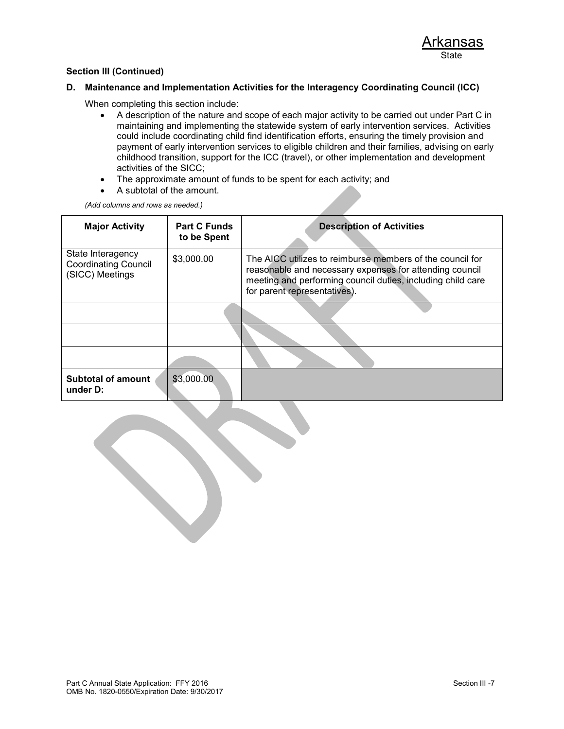Arkansas
State

**Section III (Continued)**

**D. Maintenance and Implementation Activities for the Interagency Coordinating Council (ICC)**

When completing this section include:

- A description of the nature and scope of each major activity to be carried out under Part C in maintaining and implementing the statewide system of early intervention services. Activities could include coordinating child find identification efforts, ensuring the timely provision and payment of early intervention services to eligible children and their families, advising on early childhood transition, support for the ICC (travel), or other implementation and development activities of the SICC;
- The approximate amount of funds to be spent for each activity; and
- A subtotal of the amount.

*(Add columns and rows as needed.)*

| Major Activity | Part C Funds to be Spent | Description of Activities |
|---|---|---|
| State Interagency Coordinating Council (SICC) Meetings | $3,000.00 | The AICC utilizes to reimburse members of the council for reasonable and necessary expenses for attending council meeting and performing council duties, including child care for parent representatives). |
| | | |
| | | |
| | | |
| **Subtotal of amount under D:** | $3,000.00 | |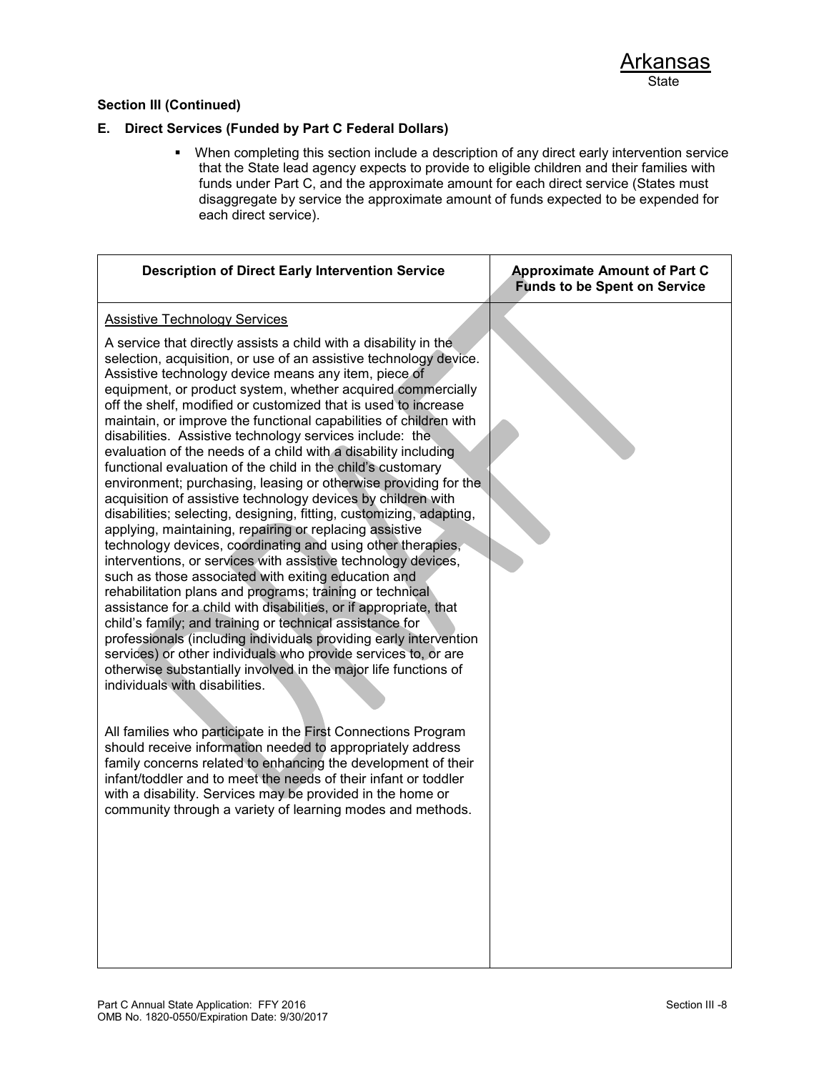Arkansas
State

**Section III (Continued)**

**E. Direct Services (Funded by Part C Federal Dollars)**

- When completing this section include a description of any direct early intervention service that the State lead agency expects to provide to eligible children and their families with funds under Part C, and the approximate amount for each direct service (States must disaggregate by service the approximate amount of funds expected to be expended for each direct service).

| Description of Direct Early Intervention Service | Approximate Amount of Part C Funds to be Spent on Service |
|---|---|
| Assistive Technology Services<br><br>A service that directly assists a child with a disability in the selection, acquisition, or use of an assistive technology device. Assistive technology device means any item, piece of equipment, or product system, whether acquired commercially off the shelf, modified or customized that is used to increase maintain, or improve the functional capabilities of children with disabilities. Assistive technology services include: the evaluation of the needs of a child with a disability including functional evaluation of the child in the child's customary environment; purchasing, leasing or otherwise providing for the acquisition of assistive technology devices by children with disabilities; selecting, designing, fitting, customizing, adapting, applying, maintaining, repairing or replacing assistive technology devices, coordinating and using other therapies, interventions, or services with assistive technology devices, such as those associated with exiting education and rehabilitation plans and programs; training or technical assistance for a child with disabilities, or if appropriate, that child's family; and training or technical assistance for professionals (including individuals providing early intervention services) or other individuals who provide services to, or are otherwise substantially involved in the major life functions of individuals with disabilities.<br><br>All families who participate in the First Connections Program should receive information needed to appropriately address family concerns related to enhancing the development of their infant/toddler and to meet the needs of their infant or toddler with a disability. Services may be provided in the home or community through a variety of learning modes and methods. | |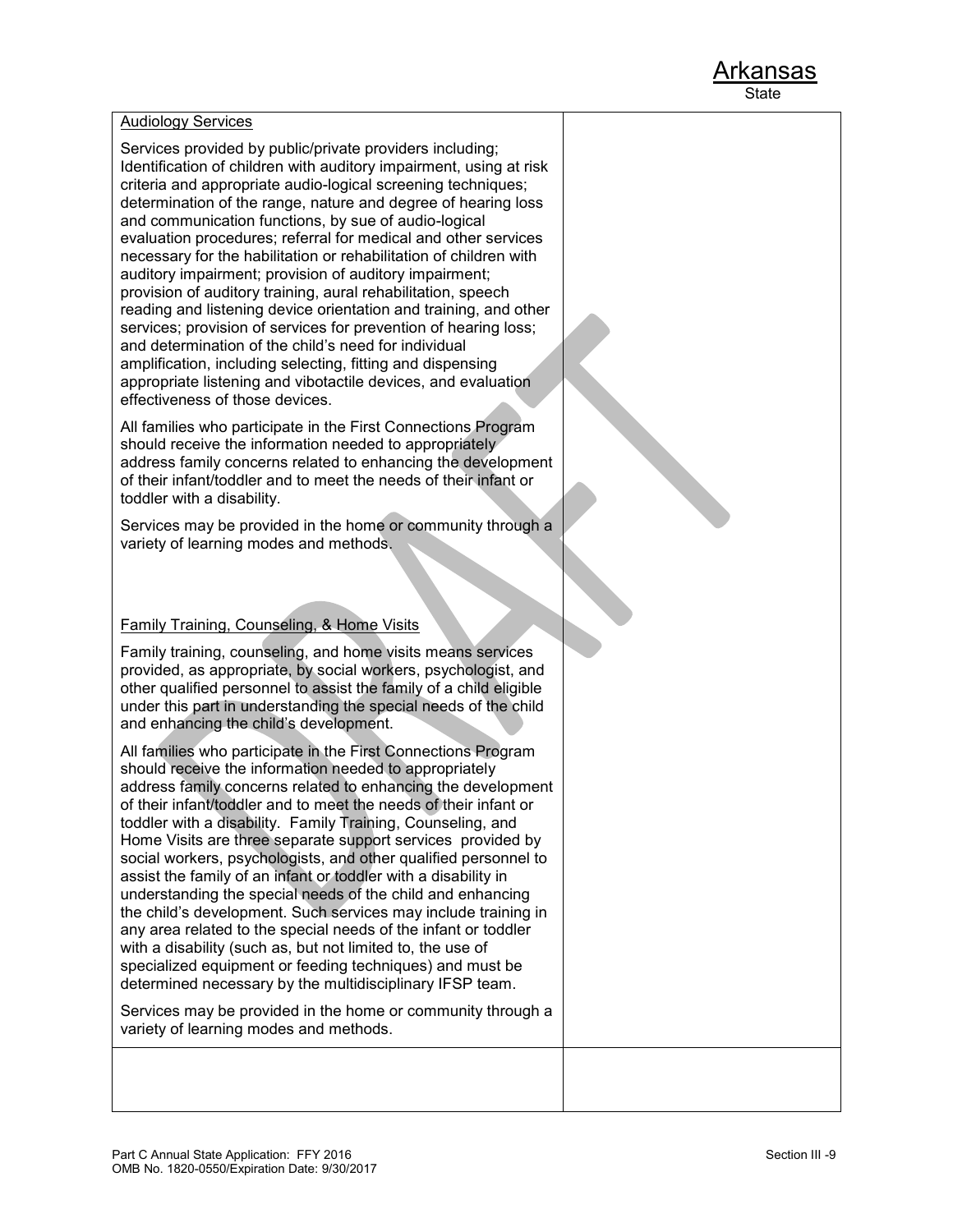| | |
|---|---|
| Audiology Services<br><br>Services provided by public/private providers including; Identification of children with auditory impairment, using at risk criteria and appropriate audio-logical screening techniques; determination of the range, nature and degree of hearing loss and communication functions, by sue of audio-logical evaluation procedures; referral for medical and other services necessary for the habilitation or rehabilitation of children with auditory impairment; provision of auditory impairment; provision of auditory training, aural rehabilitation, speech reading and listening device orientation and training, and other services; provision of services for prevention of hearing loss; and determination of the child's need for individual amplification, including selecting, fitting and dispensing appropriate listening and vibotactile devices, and evaluation effectiveness of those devices.<br><br>All families who participate in the First Connections Program should receive the information needed to appropriately address family concerns related to enhancing the development of their infant/toddler and to meet the needs of their infant or toddler with a disability.<br><br>Services may be provided in the home or community through a variety of learning modes and methods.<br><br>Family Training, Counseling, & Home Visits<br><br>Family training, counseling, and home visits means services provided, as appropriate, by social workers, psychologist, and other qualified personnel to assist the family of a child eligible under this part in understanding the special needs of the child and enhancing the child's development.<br><br>All families who participate in the First Connections Program should receive the information needed to appropriately address family concerns related to enhancing the development of their infant/toddler and to meet the needs of their infant or toddler with a disability. Family Training, Counseling, and Home Visits are three separate support services provided by social workers, psychologists, and other qualified personnel to assist the family of an infant or toddler with a disability in understanding the special needs of the child and enhancing the child's development. Such services may include training in any area related to the special needs of the infant or toddler with a disability (such as, but not limited to, the use of specialized equipment or feeding techniques) and must be determined necessary by the multidisciplinary IFSP team.<br><br>Services may be provided in the home or community through a variety of learning modes and methods. | |
| | |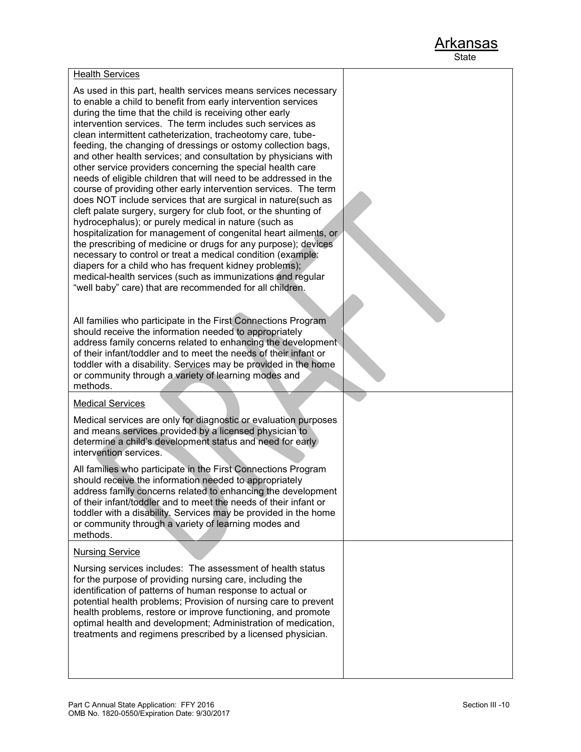| | |
|---|---|
| <u>Health Services</u><br><br>As used in this part, health services means services necessary to enable a child to benefit from early intervention services during the time that the child is receiving other early intervention services. The term includes such services as clean intermittent catheterization, tracheotomy care, tube-feeding, the changing of dressings or ostomy collection bags, and other health services; and consultation by physicians with other service providers concerning the special health care needs of eligible children that will need to be addressed in the course of providing other early intervention services. The term does NOT include services that are surgical in nature(such as cleft palate surgery, surgery for club foot, or the shunting of hydrocephalus); or purely medical in nature (such as hospitalization for management of congenital heart ailments, or the prescribing of medicine or drugs for any purpose); devices necessary to control or treat a medical condition (example: diapers for a child who has frequent kidney problems); medical-health services (such as immunizations and regular "well baby" care) that are recommended for all children.<br><br>All families who participate in the First Connections Program should receive the information needed to appropriately address family concerns related to enhancing the development of their infant/toddler and to meet the needs of their infant or toddler with a disability. Services may be provided in the home or community through a variety of learning modes and methods. | |
| <u>Medical Services</u><br><br>Medical services are only for diagnostic or evaluation purposes and means services provided by a licensed physician to determine a child's development status and need for early intervention services.<br><br>All families who participate in the First Connections Program should receive the information needed to appropriately address family concerns related to enhancing the development of their infant/toddler and to meet the needs of their infant or toddler with a disability. Services may be provided in the home or community through a variety of learning modes and methods. | |
| <u>Nursing Service</u><br><br>Nursing services includes: The assessment of health status for the purpose of providing nursing care, including the identification of patterns of human response to actual or potential health problems; Provision of nursing care to prevent health problems, restore or improve functioning, and promote optimal health and development; Administration of medication, treatments and regimens prescribed by a licensed physician. | |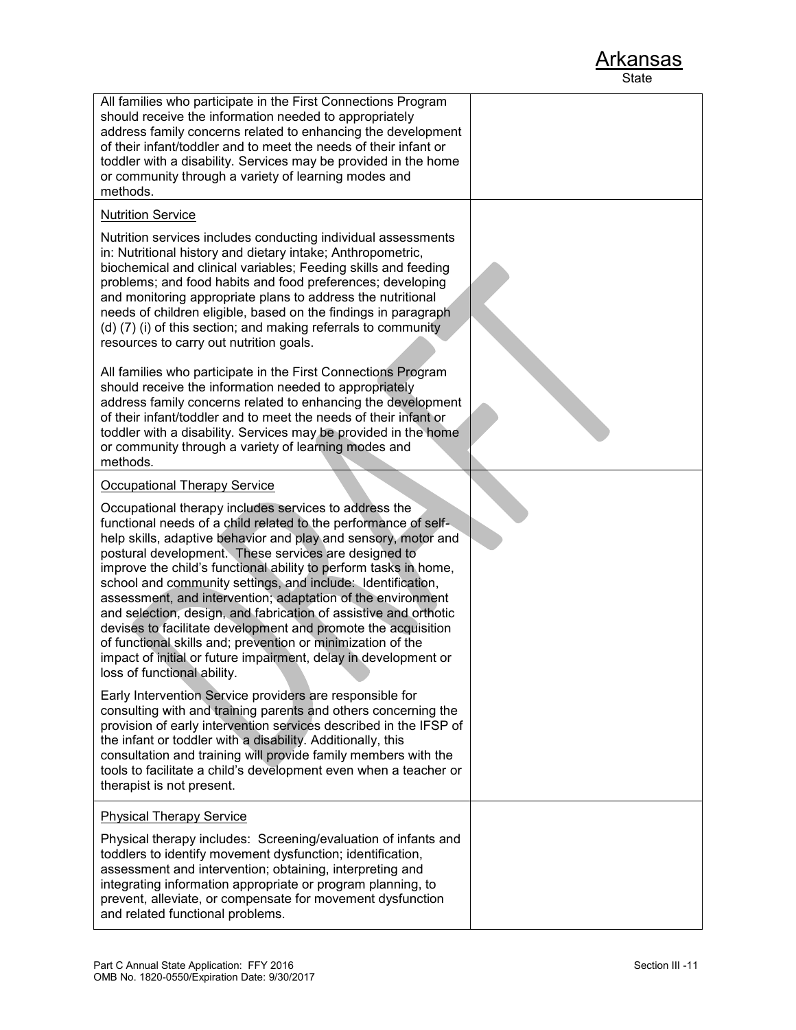| | |
|---|---|
| All families who participate in the First Connections Program should receive the information needed to appropriately address family concerns related to enhancing the development of their infant/toddler and to meet the needs of their infant or toddler with a disability. Services may be provided in the home or community through a variety of learning modes and methods. | |
| <u>Nutrition Service</u><br><br>Nutrition services includes conducting individual assessments in: Nutritional history and dietary intake; Anthropometric, biochemical and clinical variables; Feeding skills and feeding problems; and food habits and food preferences; developing and monitoring appropriate plans to address the nutritional needs of children eligible, based on the findings in paragraph (d) (7) (i) of this section; and making referrals to community resources to carry out nutrition goals.<br><br>All families who participate in the First Connections Program should receive the information needed to appropriately address family concerns related to enhancing the development of their infant/toddler and to meet the needs of their infant or toddler with a disability. Services may be provided in the home or community through a variety of learning modes and methods. | |
| <u>Occupational Therapy Service</u><br><br>Occupational therapy includes services to address the functional needs of a child related to the performance of self-help skills, adaptive behavior and play and sensory, motor and postural development. These services are designed to improve the child's functional ability to perform tasks in home, school and community settings, and include: Identification, assessment, and intervention; adaptation of the environment and selection, design, and fabrication of assistive and orthotic devises to facilitate development and promote the acquisition of functional skills and; prevention or minimization of the impact of initial or future impairment, delay in development or loss of functional ability.<br><br>Early Intervention Service providers are responsible for consulting with and training parents and others concerning the provision of early intervention services described in the IFSP of the infant or toddler with a disability. Additionally, this consultation and training will provide family members with the tools to facilitate a child's development even when a teacher or therapist is not present. | |
| <u>Physical Therapy Service</u><br><br>Physical therapy includes: Screening/evaluation of infants and toddlers to identify movement dysfunction; identification, assessment and intervention; obtaining, interpreting and integrating information appropriate or program planning, to prevent, alleviate, or compensate for movement dysfunction and related functional problems. | |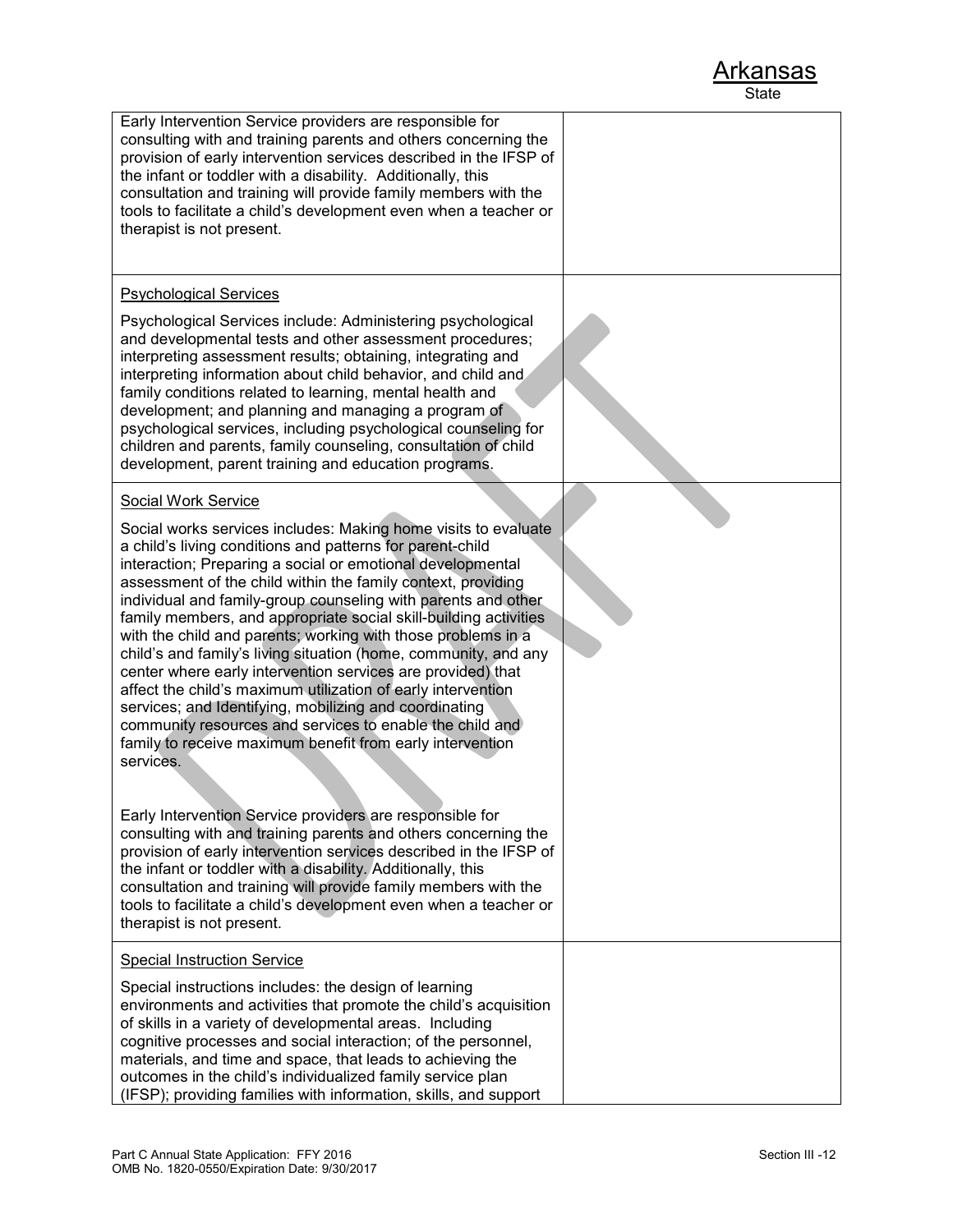| | |
|---|---|
| Early Intervention Service providers are responsible for consulting with and training parents and others concerning the provision of early intervention services described in the IFSP of the infant or toddler with a disability. Additionally, this consultation and training will provide family members with the tools to facilitate a child's development even when a teacher or therapist is not present. | |
| <u>Psychological Services</u><br><br>Psychological Services include: Administering psychological and developmental tests and other assessment procedures; interpreting assessment results; obtaining, integrating and interpreting information about child behavior, and child and family conditions related to learning, mental health and development; and planning and managing a program of psychological services, including psychological counseling for children and parents, family counseling, consultation of child development, parent training and education programs. | |
| <u>Social Work Service</u><br><br>Social works services includes: Making home visits to evaluate a child's living conditions and patterns for parent-child interaction; Preparing a social or emotional developmental assessment of the child within the family context, providing individual and family-group counseling with parents and other family members, and appropriate social skill-building activities with the child and parents; working with those problems in a child's and family's living situation (home, community, and any center where early intervention services are provided) that affect the child's maximum utilization of early intervention services; and Identifying, mobilizing and coordinating community resources and services to enable the child and family to receive maximum benefit from early intervention services.<br><br>Early Intervention Service providers are responsible for consulting with and training parents and others concerning the provision of early intervention services described in the IFSP of the infant or toddler with a disability. Additionally, this consultation and training will provide family members with the tools to facilitate a child's development even when a teacher or therapist is not present. | |
| <u>Special Instruction Service</u><br><br>Special instructions includes: the design of learning environments and activities that promote the child's acquisition of skills in a variety of developmental areas. Including cognitive processes and social interaction; of the personnel, materials, and time and space, that leads to achieving the outcomes in the child's individualized family service plan (IFSP); providing families with information, skills, and support | |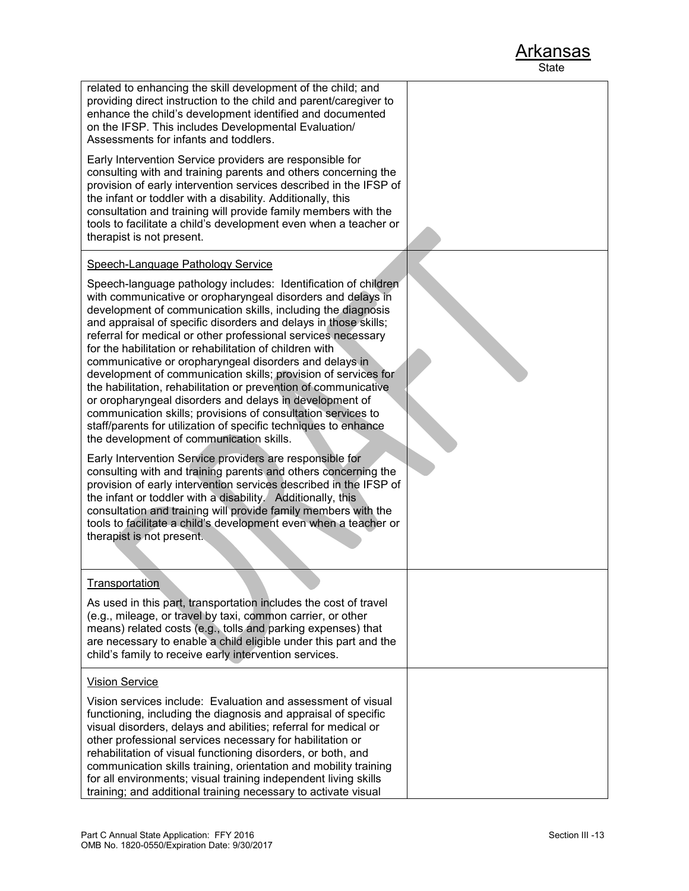| | |
|---|---|
| related to enhancing the skill development of the child; and providing direct instruction to the child and parent/caregiver to enhance the child's development identified and documented on the IFSP. This includes Developmental Evaluation/ Assessments for infants and toddlers.<br><br>Early Intervention Service providers are responsible for consulting with and training parents and others concerning the provision of early intervention services described in the IFSP of the infant or toddler with a disability. Additionally, this consultation and training will provide family members with the tools to facilitate a child's development even when a teacher or therapist is not present. | |
| <u>Speech-Language Pathology Service</u><br><br>Speech-language pathology includes: Identification of children with communicative or oropharyngeal disorders and delays in development of communication skills, including the diagnosis and appraisal of specific disorders and delays in those skills; referral for medical or other professional services necessary for the habilitation or rehabilitation of children with communicative or oropharyngeal disorders and delays in development of communication skills; provision of services for the habilitation, rehabilitation or prevention of communicative or oropharyngeal disorders and delays in development of communication skills; provisions of consultation services to staff/parents for utilization of specific techniques to enhance the development of communication skills.<br><br>Early Intervention Service providers are responsible for consulting with and training parents and others concerning the provision of early intervention services described in the IFSP of the infant or toddler with a disability. Additionally, this consultation and training will provide family members with the tools to facilitate a child's development even when a teacher or therapist is not present. | |
| <u>Transportation</u><br><br>As used in this part, transportation includes the cost of travel (e.g., mileage, or travel by taxi, common carrier, or other means) related costs (e.g., tolls and parking expenses) that are necessary to enable a child eligible under this part and the child's family to receive early intervention services. | |
| <u>Vision Service</u><br><br>Vision services include: Evaluation and assessment of visual functioning, including the diagnosis and appraisal of specific visual disorders, delays and abilities; referral for medical or other professional services necessary for habilitation or rehabilitation of visual functioning disorders, or both, and communication skills training, orientation and mobility training for all environments; visual training independent living skills training; and additional training necessary to activate visual | |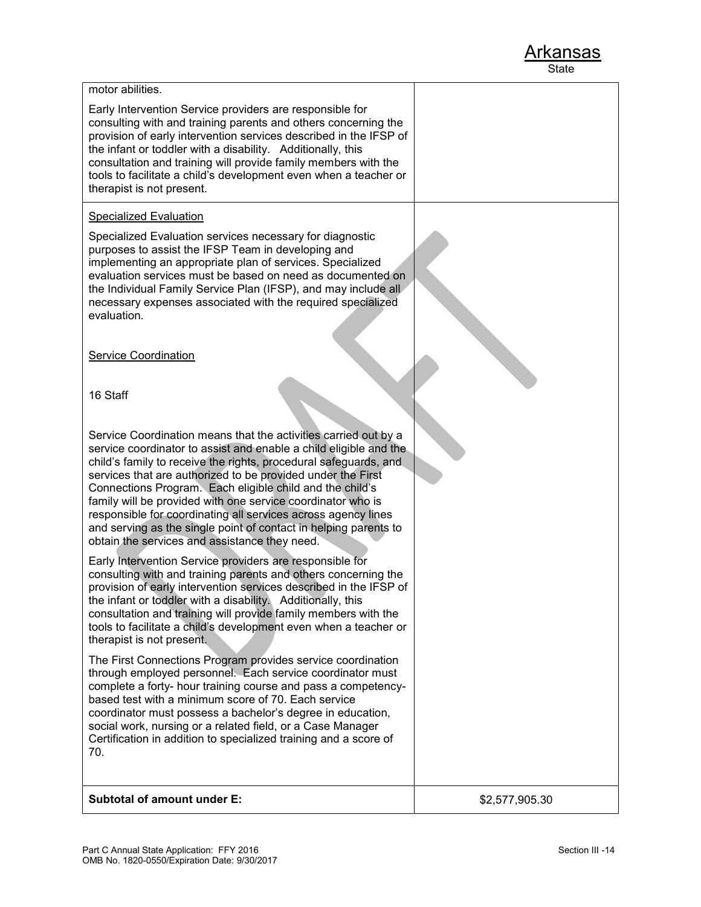| | |
|---|---|
| motor abilities.<br><br>Early Intervention Service providers are responsible for consulting with and training parents and others concerning the provision of early intervention services described in the IFSP of the infant or toddler with a disability. Additionally, this consultation and training will provide family members with the tools to facilitate a child's development even when a teacher or therapist is not present. | |
| Specialized Evaluation<br><br>Specialized Evaluation services necessary for diagnostic purposes to assist the IFSP Team in developing and implementing an appropriate plan of services. Specialized evaluation services must be based on need as documented on the Individual Family Service Plan (IFSP), and may include all necessary expenses associated with the required specialized evaluation.<br><br>Service Coordination<br><br>16 Staff<br><br>Service Coordination means that the activities carried out by a service coordinator to assist and enable a child eligible and the child's family to receive the rights, procedural safeguards, and services that are authorized to be provided under the First Connections Program. Each eligible child and the child's family will be provided with one service coordinator who is responsible for coordinating all services across agency lines and serving as the single point of contact in helping parents to obtain the services and assistance they need.<br><br>Early Intervention Service providers are responsible for consulting with and training parents and others concerning the provision of early intervention services described in the IFSP of the infant or toddler with a disability. Additionally, this consultation and training will provide family members with the tools to facilitate a child's development even when a teacher or therapist is not present.<br><br>The First Connections Program provides service coordination through employed personnel. Each service coordinator must complete a forty- hour training course and pass a competency-based test with a minimum score of 70. Each service coordinator must possess a bachelor's degree in education, social work, nursing or a related field, or a Case Manager Certification in addition to specialized training and a score of 70. | |
| **Subtotal of amount under E:** | $2,577,905.30 |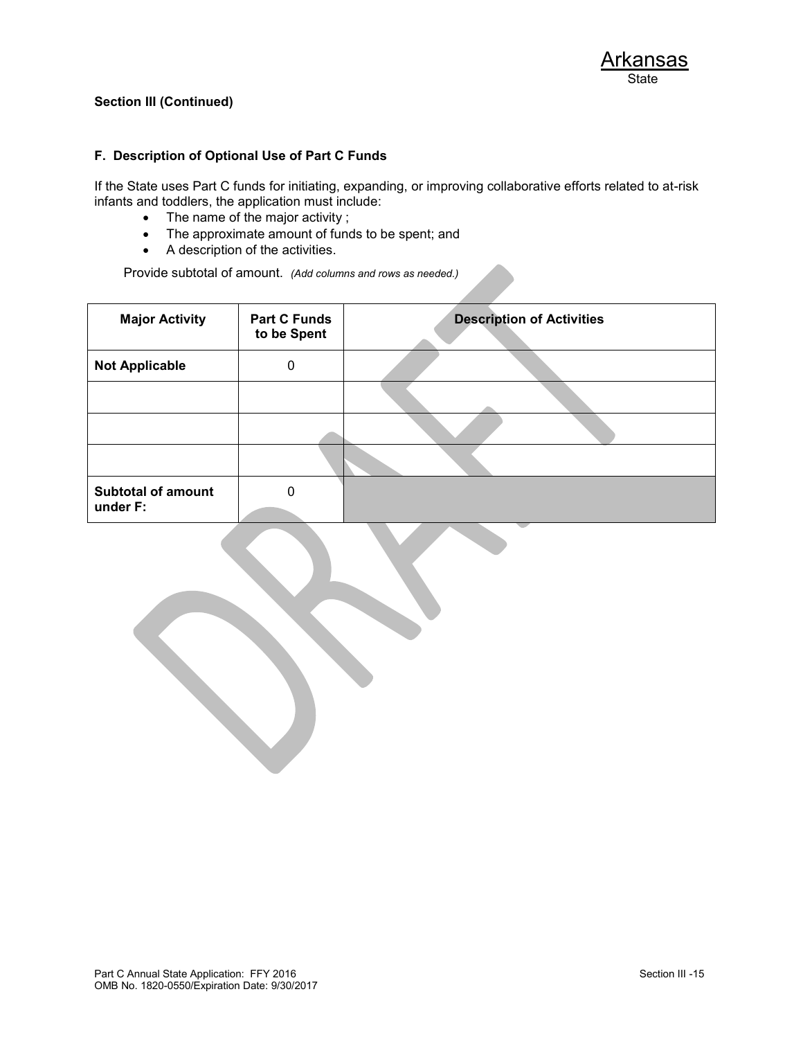Arkansas
State

**Section III (Continued)**

### F. Description of Optional Use of Part C Funds

If the State uses Part C funds for initiating, expanding, or improving collaborative efforts related to at-risk infants and toddlers, the application must include:

- The name of the major activity ;
- The approximate amount of funds to be spent; and
- A description of the activities.

Provide subtotal of amount. *(Add columns and rows as needed.)*

| Major Activity | Part C Funds to be Spent | Description of Activities |
|---|---|---|
| **Not Applicable** | 0 | |
| | | |
| | | |
| | | |
| **Subtotal of amount under F:** | 0 | |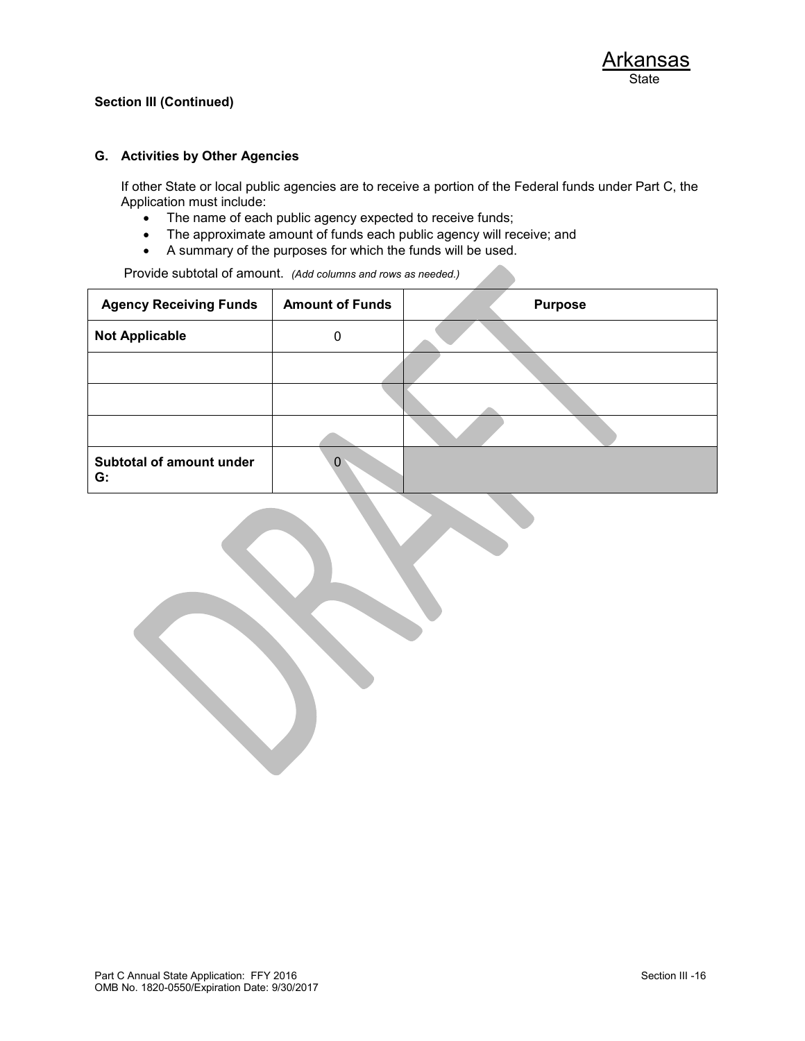Arkansas
State

**Section III (Continued)**

### G. Activities by Other Agencies

If other State or local public agencies are to receive a portion of the Federal funds under Part C, the Application must include:

- The name of each public agency expected to receive funds;
- The approximate amount of funds each public agency will receive; and
- A summary of the purposes for which the funds will be used.

Provide subtotal of amount. *(Add columns and rows as needed.)*

| Agency Receiving Funds | Amount of Funds | Purpose |
|---|---|---|
| **Not Applicable** | 0 | |
| | | |
| | | |
| | | |
| **Subtotal of amount under G:** | 0 | |

DRAFT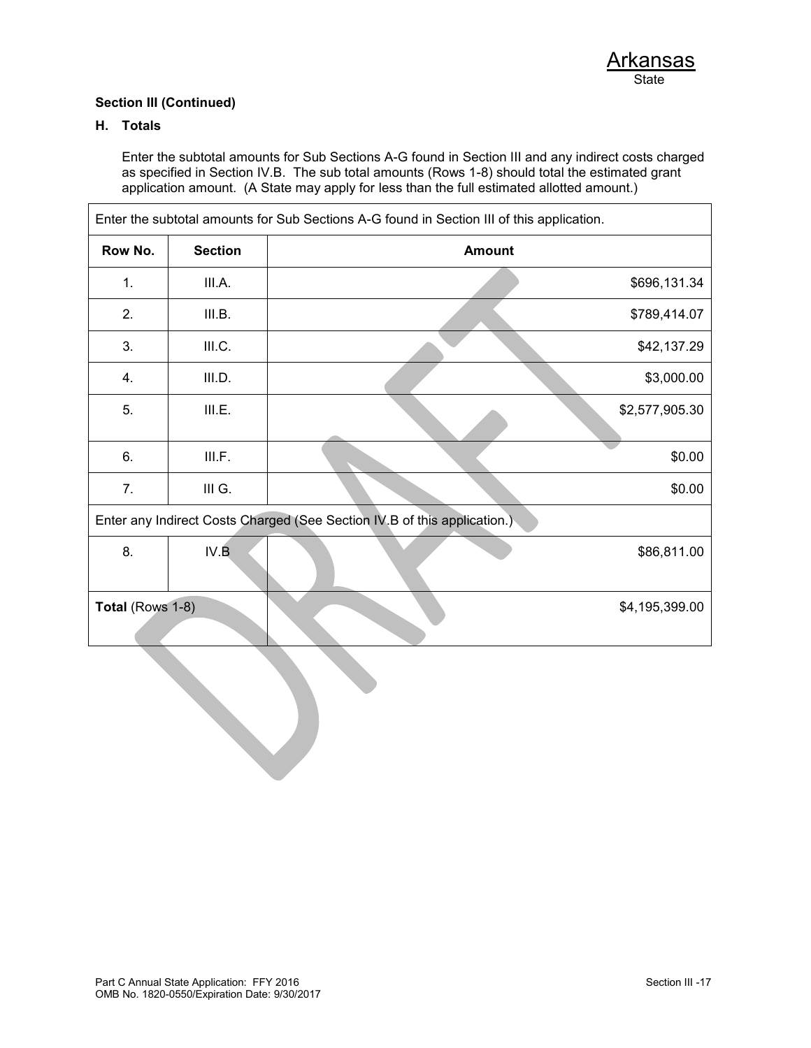Arkansas
State

**Section III (Continued)**

**H. Totals**

Enter the subtotal amounts for Sub Sections A-G found in Section III and any indirect costs charged as specified in Section IV.B. The sub total amounts (Rows 1-8) should total the estimated grant application amount. (A State may apply for less than the full estimated allotted amount.)

| Enter the subtotal amounts for Sub Sections A-G found in Section III of this application. | | |
|---|---|---|
| **Row No.** | **Section** | **Amount** |
| 1. | III.A. | $696,131.34 |
| 2. | III.B. | $789,414.07 |
| 3. | III.C. | $42,137.29 |
| 4. | III.D. | $3,000.00 |
| 5. | III.E. | $2,577,905.30 |
| 6. | III.F. | $0.00 |
| 7. | III G. | $0.00 |
| Enter any Indirect Costs Charged (See Section IV.B of this application.) | | |
| 8. | IV.B | $86,811.00 |
| **Total** (Rows 1-8) | | $4,195,399.00 |

Part C Annual State Application: FFY 2016
OMB No. 1820-0550/Expiration Date: 9/30/2017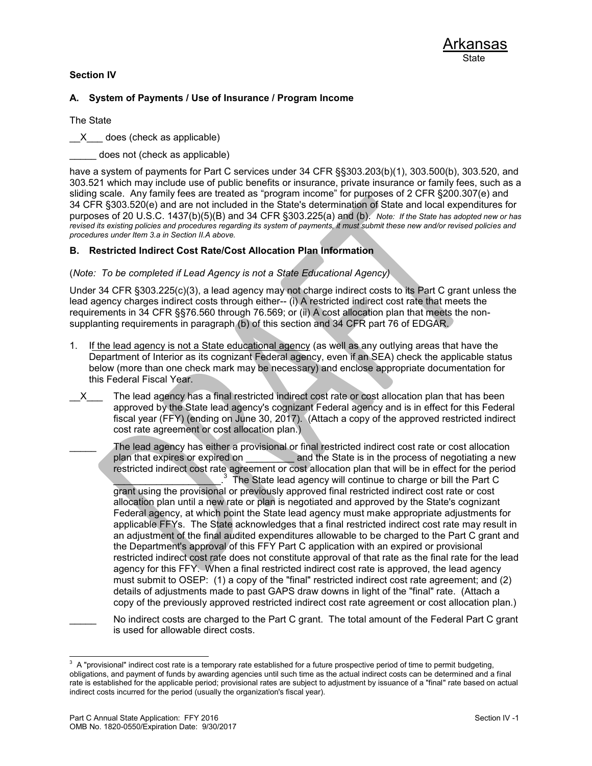Arkansas
State

**Section IV**

**A. System of Payments / Use of Insurance / Program Income**

The State

__X___ does (check as applicable)

_____ does not (check as applicable)

have a system of payments for Part C services under 34 CFR §§303.203(b)(1), 303.500(b), 303.520, and 303.521 which may include use of public benefits or insurance, private insurance or family fees, such as a sliding scale. Any family fees are treated as "program income" for purposes of 2 CFR §200.307(e) and 34 CFR §303.520(e) and are not included in the State's determination of State and local expenditures for purposes of 20 U.S.C. 1437(b)(5)(B) and 34 CFR §303.225(a) and (b). *Note: If the State has adopted new or has revised its existing policies and procedures regarding its system of payments, it must submit these new and/or revised policies and procedures under Item 3.a in Section II.A above.*

**B. Restricted Indirect Cost Rate/Cost Allocation Plan Information**

(*Note: To be completed if Lead Agency is not a State Educational Agency)*

Under 34 CFR §303.225(c)(3), a lead agency may not charge indirect costs to its Part C grant unless the lead agency charges indirect costs through either-- (i) A restricted indirect cost rate that meets the requirements in 34 CFR §§76.560 through 76.569; or (ii) A cost allocation plan that meets the non-supplanting requirements in paragraph (b) of this section and 34 CFR part 76 of EDGAR.

1. If the lead agency is not a State educational agency (as well as any outlying areas that have the Department of Interior as its cognizant Federal agency, even if an SEA) check the applicable status below (more than one check mark may be necessary) and enclose appropriate documentation for this Federal Fiscal Year.

__X___ The lead agency has a final restricted indirect cost rate or cost allocation plan that has been approved by the State lead agency's cognizant Federal agency and is in effect for this Federal fiscal year (FFY) (ending on June 30, 2017). (Attach a copy of the approved restricted indirect cost rate agreement or cost allocation plan.)

_____ The lead agency has either a provisional or final restricted indirect cost rate or cost allocation plan that expires or expired on _________ and the State is in the process of negotiating a new restricted indirect cost rate agreement or cost allocation plan that will be in effect for the period ____________________.[3] The State lead agency will continue to charge or bill the Part C grant using the provisional or previously approved final restricted indirect cost rate or cost allocation plan until a new rate or plan is negotiated and approved by the State's cognizant Federal agency, at which point the State lead agency must make appropriate adjustments for applicable FFYs. The State acknowledges that a final restricted indirect cost rate may result in an adjustment of the final audited expenditures allowable to be charged to the Part C grant and the Department's approval of this FFY Part C application with an expired or provisional restricted indirect cost rate does not constitute approval of that rate as the final rate for the lead agency for this FFY. When a final restricted indirect cost rate is approved, the lead agency must submit to OSEP: (1) a copy of the "final" restricted indirect cost rate agreement; and (2) details of adjustments made to past GAPS draw downs in light of the "final" rate. (Attach a copy of the previously approved restricted indirect cost rate agreement or cost allocation plan.)

_____ No indirect costs are charged to the Part C grant. The total amount of the Federal Part C grant is used for allowable direct costs.

[3] A "provisional" indirect cost rate is a temporary rate established for a future prospective period of time to permit budgeting, obligations, and payment of funds by awarding agencies until such time as the actual indirect costs can be determined and a final rate is established for the applicable period; provisional rates are subject to adjustment by issuance of a "final" rate based on actual indirect costs incurred for the period (usually the organization's fiscal year).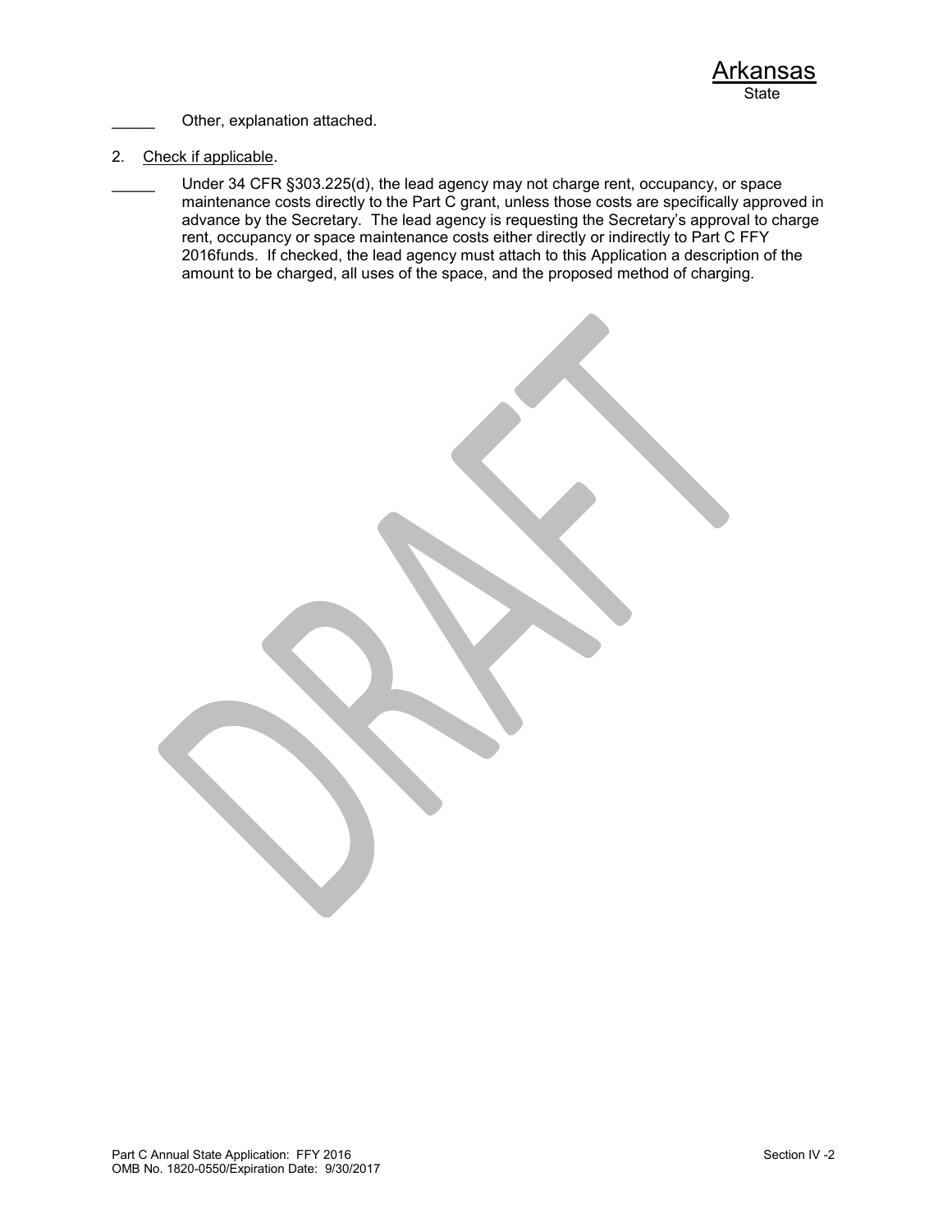Arkansas
State

_____ Other, explanation attached.

2. Check if applicable.

_____ Under 34 CFR §303.225(d), the lead agency may not charge rent, occupancy, or space maintenance costs directly to the Part C grant, unless those costs are specifically approved in advance by the Secretary. The lead agency is requesting the Secretary's approval to charge rent, occupancy or space maintenance costs either directly or indirectly to Part C FFY 2016funds. If checked, the lead agency must attach to this Application a description of the amount to be charged, all uses of the space, and the proposed method of charging.

DRAFT